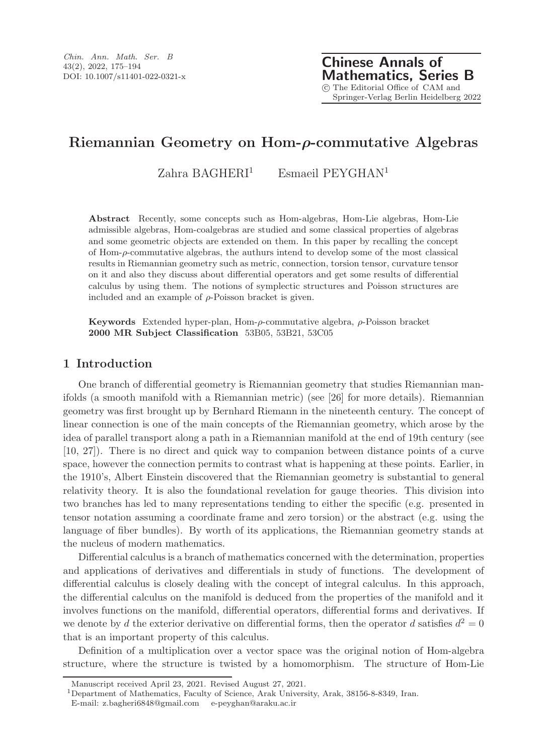# Riemannian Geometry on Hom-$\rho$-commutative Algebras

Zahra BAGHERI[1] Esmaeil PEYGHAN[1]

**Abstract** Recently, some concepts such as Hom-algebras, Hom-Lie algebras, Hom-Lie admissible algebras, Hom-coalgebras are studied and some classical properties of algebras and some geometric objects are extended on them. In this paper by recalling the concept of Hom-$\rho$-commutative algebras, the authurs intend to develop some of the most classical results in Riemannian geometry such as metric, connection, torsion tensor, curvature tensor on it and also they discuss about differential operators and get some results of differential calculus by using them. The notions of symplectic structures and Poisson structures are included and an example of $\rho$-Poisson bracket is given.

**Keywords** Extended hyper-plan, Hom-$\rho$-commutative algebra, $\rho$-Poisson bracket
**2000 MR Subject Classification** 53B05, 53B21, 53C05

## 1 Introduction

One branch of differential geometry is Riemannian geometry that studies Riemannian manifolds (a smooth manifold with a Riemannian metric) (see [26] for more details). Riemannian geometry was first brought up by Bernhard Riemann in the nineteenth century. The concept of linear connection is one of the main concepts of the Riemannian geometry, which arose by the idea of parallel transport along a path in a Riemannian manifold at the end of 19th century (see [10, 27]). There is no direct and quick way to companion between distance points of a curve space, however the connection permits to contrast what is happening at these points. Earlier, in the 1910's, Albert Einstein discovered that the Riemannian geometry is substantial to general relativity theory. It is also the foundational revelation for gauge theories. This division into two branches has led to many representations tending to either the specific (e.g. presented in tensor notation assuming a coordinate frame and zero torsion) or the abstract (e.g. using the language of fiber bundles). By worth of its applications, the Riemannian geometry stands at the nucleus of modern mathematics.

Differential calculus is a branch of mathematics concerned with the determination, properties and applications of derivatives and differentials in study of functions. The development of differential calculus is closely dealing with the concept of integral calculus. In this approach, the differential calculus on the manifold is deduced from the properties of the manifold and it involves functions on the manifold, differential operators, differential forms and derivatives. If we denote by $d$ the exterior derivative on differential forms, then the operator $d$ satisfies $d^2 = 0$ that is an important property of this calculus.

Definition of a multiplication over a vector space was the original notion of Hom-algebra structure, where the structure is twisted by a homomorphism. The structure of Hom-Lie

Manuscript received April 23, 2021. Revised August 27, 2021.
[1]Department of Mathematics, Faculty of Science, Arak University, Arak, 38156-8-8349, Iran.
E-mail: z.bagheri6848@gmail.com e-peyghan@araku.ac.ir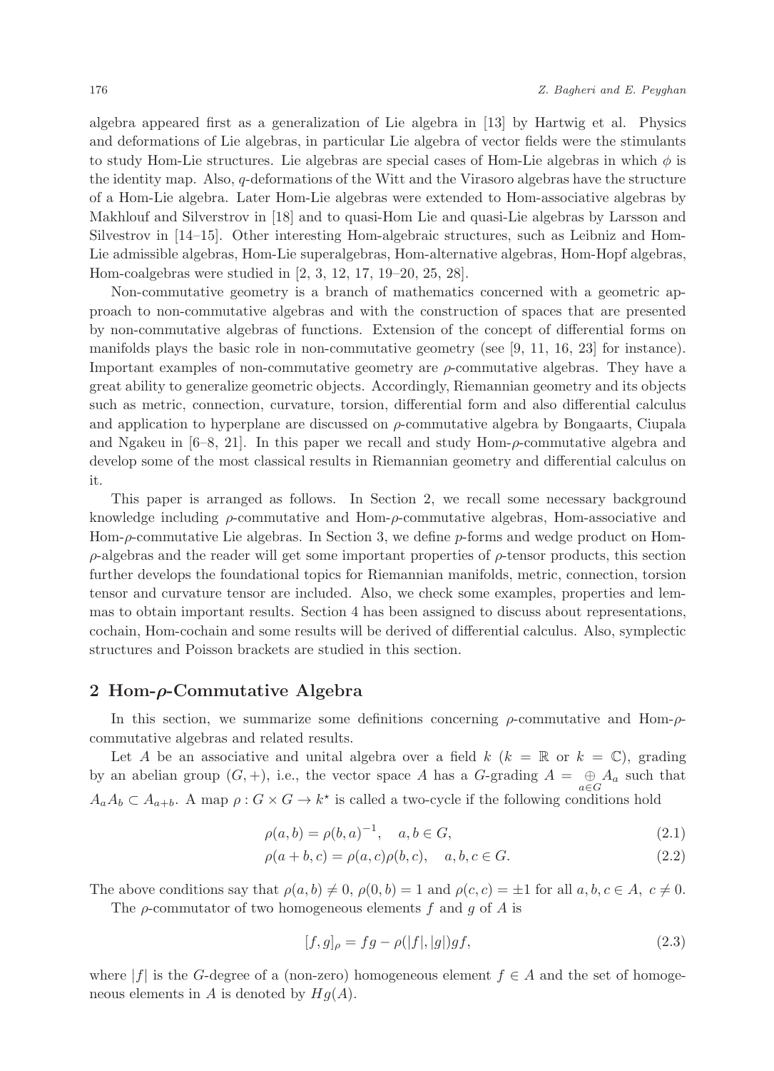algebra appeared first as a generalization of Lie algebra in [13] by Hartwig et al. Physics and deformations of Lie algebras, in particular Lie algebra of vector fields were the stimulants to study Hom-Lie structures. Lie algebras are special cases of Hom-Lie algebras in which $\phi$ is the identity map. Also, $q$-deformations of the Witt and the Virasoro algebras have the structure of a Hom-Lie algebra. Later Hom-Lie algebras were extended to Hom-associative algebras by Makhlouf and Silverstrov in [18] and to quasi-Hom Lie and quasi-Lie algebras by Larsson and Silvestrov in [14–15]. Other interesting Hom-algebraic structures, such as Leibniz and Hom-Lie admissible algebras, Hom-Lie superalgebras, Hom-alternative algebras, Hom-Hopf algebras, Hom-coalgebras were studied in [2, 3, 12, 17, 19–20, 25, 28].

Non-commutative geometry is a branch of mathematics concerned with a geometric approach to non-commutative algebras and with the construction of spaces that are presented by non-commutative algebras of functions. Extension of the concept of differential forms on manifolds plays the basic role in non-commutative geometry (see [9, 11, 16, 23] for instance). Important examples of non-commutative geometry are $\rho$-commutative algebras. They have a great ability to generalize geometric objects. Accordingly, Riemannian geometry and its objects such as metric, connection, curvature, torsion, differential form and also differential calculus and application to hyperplane are discussed on $\rho$-commutative algebra by Bongaarts, Ciupala and Ngakeu in [6–8, 21]. In this paper we recall and study Hom-$\rho$-commutative algebra and develop some of the most classical results in Riemannian geometry and differential calculus on it.

This paper is arranged as follows. In Section 2, we recall some necessary background knowledge including $\rho$-commutative and Hom-$\rho$-commutative algebras, Hom-associative and Hom-$\rho$-commutative Lie algebras. In Section 3, we define $p$-forms and wedge product on Hom-$\rho$-algebras and the reader will get some important properties of $\rho$-tensor products, this section further develops the foundational topics for Riemannian manifolds, metric, connection, torsion tensor and curvature tensor are included. Also, we check some examples, properties and lemmas to obtain important results. Section 4 has been assigned to discuss about representations, cochain, Hom-cochain and some results will be derived of differential calculus. Also, symplectic structures and Poisson brackets are studied in this section.

## 2 Hom-$\rho$-Commutative Algebra

In this section, we summarize some definitions concerning $\rho$-commutative and Hom-$\rho$-commutative algebras and related results.

Let $A$ be an associative and unital algebra over a field $k$ ($k = \mathbb{R}$ or $k = \mathbb{C}$), grading by an abelian group $(G, +)$, i.e., the vector space $A$ has a $G$-grading $A = \underset{a\in G}{\oplus} A_a$ such that $A_a A_b \subset A_{a+b}$. A map $\rho : G \times G \to k^{\star}$ is called a two-cycle if the following conditions hold

$$\rho(a, b) = \rho(b, a)^{-1}, \quad a, b \in G, \tag{2.1}$$

$$\rho(a + b, c) = \rho(a, c)\rho(b, c), \quad a, b, c \in G. \tag{2.2}$$

The above conditions say that $\rho(a, b) \neq 0$, $\rho(0, b) = 1$ and $\rho(c, c) = \pm 1$ for all $a, b, c \in A$, $c \neq 0$.

The $\rho$-commutator of two homogeneous elements $f$ and $g$ of $A$ is

$$[f, g]_\rho = fg - \rho(|f|, |g|)gf, \tag{2.3}$$

where $|f|$ is the $G$-degree of a (non-zero) homogeneous element $f \in A$ and the set of homogeneous elements in $A$ is denoted by $Hg(A)$.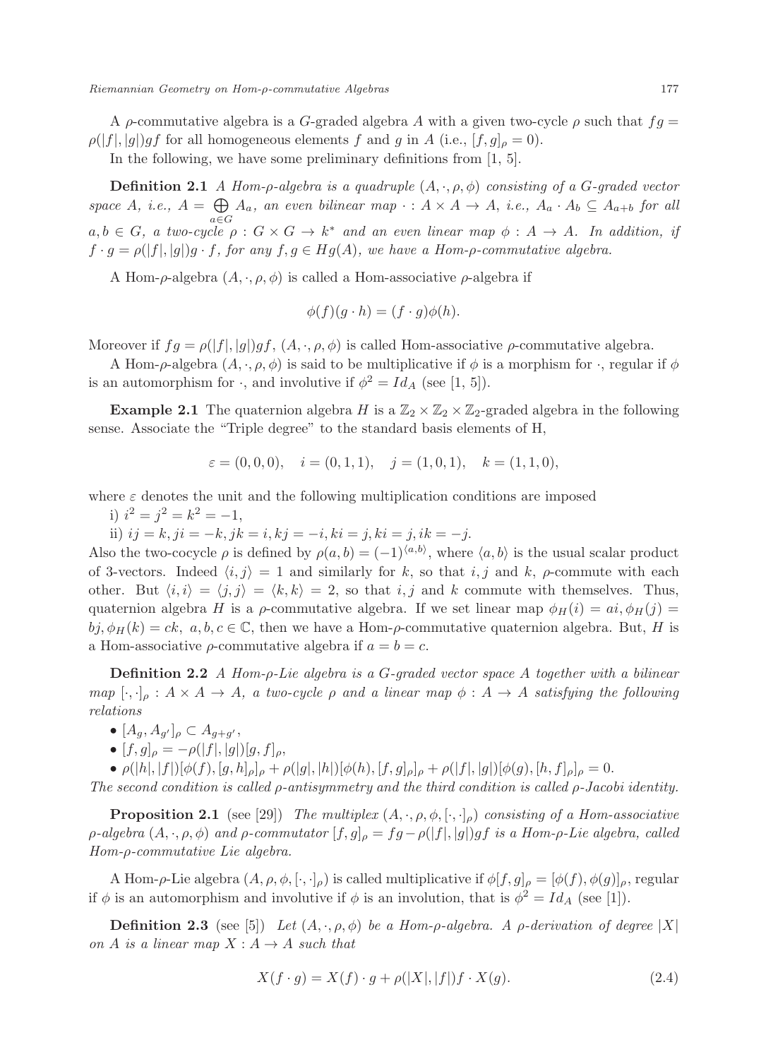A $\rho$-commutative algebra is a $G$-graded algebra $A$ with a given two-cycle $\rho$ such that $fg = \rho(|f|,|g|)gf$ for all homogeneous elements $f$ and $g$ in $A$ (i.e., $[f,g]_\rho = 0$).

In the following, we have some preliminary definitions from [1, 5].

**Definition 2.1** *A Hom-$\rho$-algebra is a quadruple $(A,\cdot,\rho,\phi)$ consisting of a $G$-graded vector space $A$, i.e., $A = \bigoplus_{a\in G} A_a$, an even bilinear map $\cdot : A\times A \to A$, i.e., $A_a \cdot A_b \subseteq A_{a+b}$ for all $a,b \in G$, a two-cycle $\rho : G\times G \to k^*$ and an even linear map $\phi : A \to A$. In addition, if $f\cdot g = \rho(|f|,|g|)g\cdot f$, for any $f,g \in Hg(A)$, we have a Hom-$\rho$-commutative algebra.*

A Hom-$\rho$-algebra $(A,\cdot,\rho,\phi)$ is called a Hom-associative $\rho$-algebra if

$$\phi(f)(g\cdot h) = (f\cdot g)\phi(h).$$

Moreover if $fg = \rho(|f|,|g|)gf$, $(A,\cdot,\rho,\phi)$ is called Hom-associative $\rho$-commutative algebra.

A Hom-$\rho$-algebra $(A,\cdot,\rho,\phi)$ is said to be multiplicative if $\phi$ is a morphism for $\cdot$, regular if $\phi$ is an automorphism for $\cdot$, and involutive if $\phi^2 = Id_A$ (see [1, 5]).

**Example 2.1** The quaternion algebra $H$ is a $\mathbb{Z}_2\times\mathbb{Z}_2\times\mathbb{Z}_2$-graded algebra in the following sense. Associate the "Triple degree" to the standard basis elements of H,

$$\varepsilon = (0,0,0), \quad i = (0,1,1), \quad j = (1,0,1), \quad k = (1,1,0),$$

where $\varepsilon$ denotes the unit and the following multiplication conditions are imposed

i) $i^2 = j^2 = k^2 = -1$,

ii) $ij = k, ji = -k, jk = i, kj = -i, ki = j, ki = j, ik = -j$.

Also the two-cocycle $\rho$ is defined by $\rho(a,b) = (-1)^{\langle a,b\rangle}$, where $\langle a,b\rangle$ is the usual scalar product of 3-vectors. Indeed $\langle i,j\rangle = 1$ and similarly for $k$, so that $i,j$ and $k$, $\rho$-commute with each other. But $\langle i,i\rangle = \langle j,j\rangle = \langle k,k\rangle = 2$, so that $i,j$ and $k$ commute with themselves. Thus, quaternion algebra $H$ is a $\rho$-commutative algebra. If we set linear map $\phi_H(i) = ai, \phi_H(j) = bj, \phi_H(k) = ck,\ a,b,c \in \mathbb{C}$, then we have a Hom-$\rho$-commutative quaternion algebra. But, $H$ is a Hom-associative $\rho$-commutative algebra if $a = b = c$.

**Definition 2.2** *A Hom-$\rho$-Lie algebra is a $G$-graded vector space $A$ together with a bilinear map $[\cdot,\cdot]_\rho : A\times A \to A$, a two-cycle $\rho$ and a linear map $\phi : A \to A$ satisfying the following relations*

- $[A_g, A_{g'}]_\rho \subset A_{g+g'}$,
- $[f,g]_\rho = -\rho(|f|,|g|)[g,f]_\rho$,
- $\rho(|h|,|f|)[\phi(f),[g,h]_\rho]_\rho + \rho(|g|,|h|)[\phi(h),[f,g]_\rho]_\rho + \rho(|f|,|g|)[\phi(g),[h,f]_\rho]_\rho = 0.$

*The second condition is called $\rho$-antisymmetry and the third condition is called $\rho$-Jacobi identity.*

**Proposition 2.1** (see [29]) *The multiplex $(A,\cdot,\rho,\phi,[\cdot,\cdot]_\rho)$ consisting of a Hom-associative $\rho$-algebra $(A,\cdot,\rho,\phi)$ and $\rho$-commutator $[f,g]_\rho = fg - \rho(|f|,|g|)gf$ is a Hom-$\rho$-Lie algebra, called Hom-$\rho$-commutative Lie algebra.*

A Hom-$\rho$-Lie algebra $(A,\rho,\phi,[\cdot,\cdot]_\rho)$ is called multiplicative if $\phi[f,g]_\rho = [\phi(f),\phi(g)]_\rho$, regular if $\phi$ is an automorphism and involutive if $\phi$ is an involution, that is $\phi^2 = Id_A$ (see [1]).

**Definition 2.3** (see [5]) *Let $(A,\cdot,\rho,\phi)$ be a Hom-$\rho$-algebra. A $\rho$-derivation of degree $|X|$ on $A$ is a linear map $X : A \to A$ such that*

$$X(f\cdot g) = X(f)\cdot g + \rho(|X|,|f|)f\cdot X(g). \tag{2.4}$$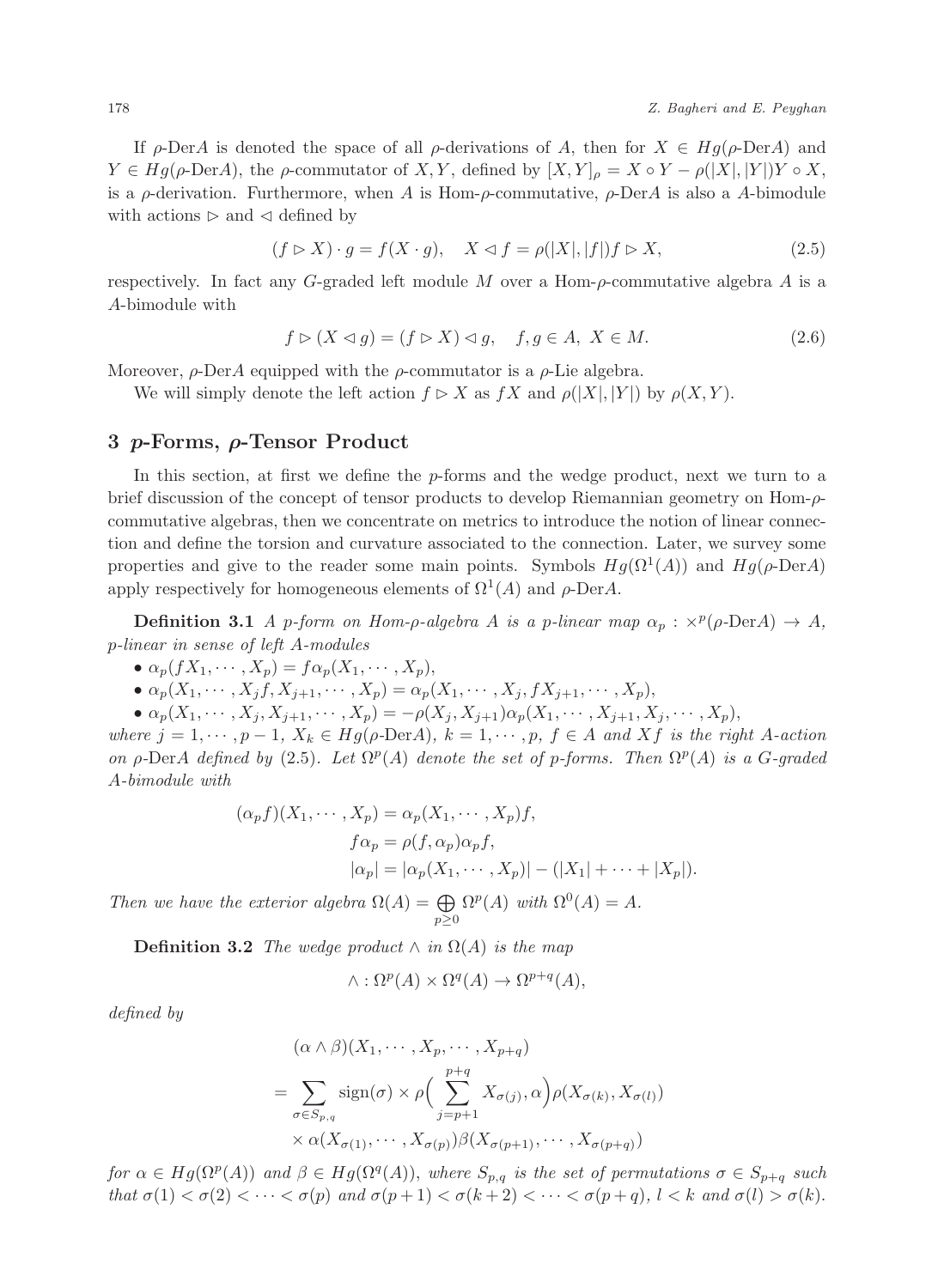If $\rho$-Der$A$ is denoted the space of all $\rho$-derivations of $A$, then for $X \in Hg(\rho\text{-Der}A)$ and $Y \in Hg(\rho\text{-Der}A)$, the $\rho$-commutator of $X, Y$, defined by $[X,Y]_\rho = X \circ Y - \rho(|X|,|Y|)Y \circ X$, is a $\rho$-derivation. Furthermore, when $A$ is Hom-$\rho$-commutative, $\rho$-Der$A$ is also a $A$-bimodule with actions $\triangleright$ and $\triangleleft$ defined by

$$(f \triangleright X) \cdot g = f(X \cdot g), \quad X \triangleleft f = \rho(|X|,|f|) f \triangleright X, \tag{2.5}$$

respectively. In fact any $G$-graded left module $M$ over a Hom-$\rho$-commutative algebra $A$ is a $A$-bimodule with

$$f \triangleright (X \triangleleft g) = (f \triangleright X) \triangleleft g, \quad f, g \in A, \ X \in M. \tag{2.6}$$

Moreover, $\rho$-Der$A$ equipped with the $\rho$-commutator is a $\rho$-Lie algebra.

We will simply denote the left action $f \triangleright X$ as $fX$ and $\rho(|X|,|Y|)$ by $\rho(X,Y)$.

## 3 $p$-Forms, $\rho$-Tensor Product

In this section, at first we define the $p$-forms and the wedge product, next we turn to a brief discussion of the concept of tensor products to develop Riemannian geometry on Hom-$\rho$-commutative algebras, then we concentrate on metrics to introduce the notion of linear connection and define the torsion and curvature associated to the connection. Later, we survey some properties and give to the reader some main points. Symbols $Hg(\Omega^1(A))$ and $Hg(\rho\text{-Der}A)$ apply respectively for homogeneous elements of $\Omega^1(A)$ and $\rho$-Der$A$.

**Definition 3.1** *A $p$-form on Hom-$\rho$-algebra $A$ is a $p$-linear map $\alpha_p : \times^p(\rho\text{-Der}A) \to A$, $p$-linear in sense of left $A$-modules*

- $\alpha_p(fX_1, \cdots, X_p) = f\alpha_p(X_1, \cdots, X_p)$,
- $\alpha_p(X_1, \cdots, X_j f, X_{j+1}, \cdots, X_p) = \alpha_p(X_1, \cdots, X_j, fX_{j+1}, \cdots, X_p)$,
- $\alpha_p(X_1, \cdots, X_j, X_{j+1}, \cdots, X_p) = -\rho(X_j, X_{j+1})\alpha_p(X_1, \cdots, X_{j+1}, X_j, \cdots, X_p)$,

*where $j = 1, \cdots, p-1$, $X_k \in Hg(\rho\text{-Der}A)$, $k = 1, \cdots, p$, $f \in A$ and $Xf$ is the right $A$-action on $\rho$-Der$A$ defined by (2.5). Let $\Omega^p(A)$ denote the set of $p$-forms. Then $\Omega^p(A)$ is a $G$-graded $A$-bimodule with*

$$(\alpha_p f)(X_1, \cdots, X_p) = \alpha_p(X_1, \cdots, X_p)f,$$
$$f\alpha_p = \rho(f, \alpha_p)\alpha_p f,$$
$$|\alpha_p| = |\alpha_p(X_1, \cdots, X_p)| - (|X_1| + \cdots + |X_p|).$$

*Then we have the exterior algebra $\Omega(A) = \bigoplus_{p \geq 0} \Omega^p(A)$ with $\Omega^0(A) = A$.*

**Definition 3.2** *The wedge product $\wedge$ in $\Omega(A)$ is the map*

$$\wedge : \Omega^p(A) \times \Omega^q(A) \to \Omega^{p+q}(A),$$

*defined by*

$$\begin{aligned}
&(\alpha \wedge \beta)(X_1, \cdots, X_p, \cdots, X_{p+q}) \\
&= \sum_{\sigma \in S_{p,q}} \text{sign}(\sigma) \times \rho\Big(\sum_{j=p+1}^{p+q} X_{\sigma(j)}, \alpha\Big)\rho(X_{\sigma(k)}, X_{\sigma(l)}) \\
&\quad \times \alpha(X_{\sigma(1)}, \cdots, X_{\sigma(p)})\beta(X_{\sigma(p+1)}, \cdots, X_{\sigma(p+q)})
\end{aligned}$$

*for $\alpha \in Hg(\Omega^p(A))$ and $\beta \in Hg(\Omega^q(A))$, where $S_{p,q}$ is the set of permutations $\sigma \in S_{p+q}$ such that $\sigma(1) < \sigma(2) < \cdots < \sigma(p)$ and $\sigma(p+1) < \sigma(k+2) < \cdots < \sigma(p+q)$, $l < k$ and $\sigma(l) > \sigma(k)$.*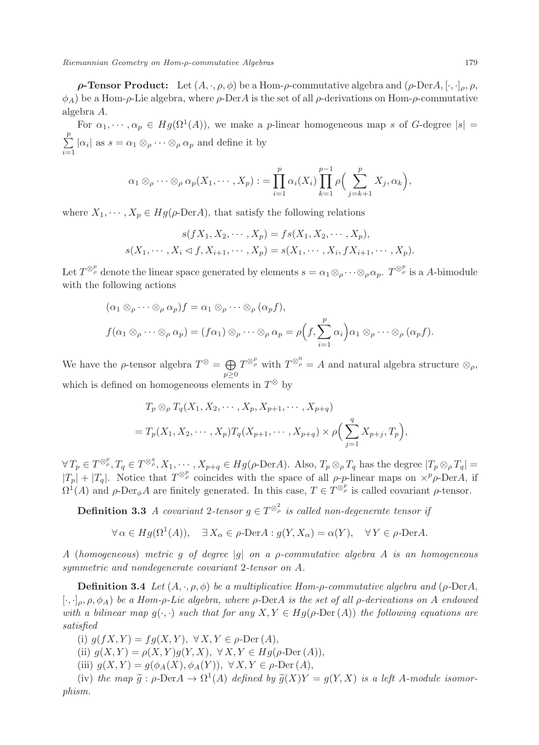***ρ*-Tensor Product:** Let $(A, \cdot, \rho, \phi)$ be a Hom-$\rho$-commutative algebra and $(\rho\text{-Der}A, [\cdot,\cdot]_\rho, \rho, \phi_A)$ be a Hom-$\rho$-Lie algebra, where $\rho$-Der$A$ is the set of all $\rho$-derivations on Hom-$\rho$-commutative algebra $A$.

For $\alpha_1, \cdots, \alpha_p \in Hg(\Omega^1(A))$, we make a $p$-linear homogeneous map $s$ of $G$-degree $|s| = \sum_{i=1}^{p} |\alpha_i|$ as $s = \alpha_1 \otimes_\rho \cdots \otimes_\rho \alpha_p$ and define it by

$$\alpha_1 \otimes_\rho \cdots \otimes_\rho \alpha_p(X_1, \cdots, X_p) := \prod_{i=1}^{p} \alpha_i(X_i) \prod_{k=1}^{p-1} \rho\Big(\sum_{j=k+1}^{p} X_j, \alpha_k\Big),$$

where $X_1, \cdots, X_p \in Hg(\rho\text{-Der}A)$, that satisfy the following relations

$$s(fX_1, X_2, \cdots, X_p) = fs(X_1, X_2, \cdots, X_p),$$
$$s(X_1, \cdots, X_i \lhd f, X_{i+1}, \cdots, X_p) = s(X_1, \cdots, X_i, fX_{i+1}, \cdots, X_p).$$

Let $T^{\otimes^p_\rho}$ denote the linear space generated by elements $s = \alpha_1 \otimes_\rho \cdots \otimes_\rho \alpha_p$. $T^{\otimes^p_\rho}$ is a $A$-bimodule with the following actions

$$(\alpha_1 \otimes_\rho \cdots \otimes_\rho \alpha_p)f = \alpha_1 \otimes_\rho \cdots \otimes_\rho (\alpha_p f),$$
$$f(\alpha_1 \otimes_\rho \cdots \otimes_\rho \alpha_p) = (f\alpha_1) \otimes_\rho \cdots \otimes_\rho \alpha_p = \rho\Big(f, \sum_{i=1}^{p} \alpha_i\Big)\alpha_1 \otimes_\rho \cdots \otimes_\rho (\alpha_p f).$$

We have the $\rho$-tensor algebra $T^{\otimes} = \bigoplus_{p \geq 0} T^{\otimes^p_\rho}$ with $T^{\otimes^0_\rho} = A$ and natural algebra structure $\otimes_\rho$, which is defined on homogeneous elements in $T^{\otimes}$ by

$$\begin{aligned}
&T_p \otimes_\rho T_q(X_1, X_2, \cdots, X_p, X_{p+1}, \cdots, X_{p+q}) \\
&= T_p(X_1, X_2, \cdots, X_p) T_q(X_{p+1}, \cdots, X_{p+q}) \times \rho\Big(\sum_{j=1}^{q} X_{p+j}, T_p\Big),
\end{aligned}$$

$\forall\, T_p \in T^{\otimes^p_\rho}, T_q \in T^{\otimes^q_\rho}, X_1, \cdots, X_{p+q} \in Hg(\rho\text{-Der}A)$. Also, $T_p \otimes_\rho T_q$ has the degree $|T_p \otimes_\rho T_q| = |T_p| + |T_q|$. Notice that $T^{\otimes^p_\rho}$ coincides with the space of all $\rho$-$p$-linear maps on $\times^p \rho$-Der$A$, if $\Omega^1(A)$ and $\rho$-Der$_\phi A$ are finitely generated. In this case, $T \in T^{\otimes^p_\rho}$ is called covariant $\rho$-tensor.

**Definition 3.3** *A covariant 2-tensor $g \in T^{\otimes^2_\rho}$ is called non-degenerate tensor if*

$$\forall\, \alpha \in Hg(\Omega^1(A)), \quad \exists\, X_\alpha \in \rho\text{-Der}A : g(Y, X_\alpha) = \alpha(Y), \quad \forall\, Y \in \rho\text{-Der}A.$$

*A (homogeneous) metric $g$ of degree $|g|$ on a $\rho$-commutative algebra $A$ is an homogeneous symmetric and nondegenerate covariant 2-tensor on $A$.*

**Definition 3.4** *Let $(A, \cdot, \rho, \phi)$ be a multiplicative Hom-$\rho$-commutative algebra and $(\rho\text{-Der}A, [\cdot,\cdot]_\rho, \rho, \phi_A)$ be a Hom-$\rho$-Lie algebra, where $\rho$-Der$A$ is the set of all $\rho$-derivations on $A$ endowed with a bilinear map $g(\cdot,\cdot)$ such that for any $X, Y \in Hg(\rho\text{-Der}\,(A))$ the following equations are satisfied*

(i) $g(fX, Y) = fg(X, Y),\ \forall\, X, Y \in \rho\text{-Der}\,(A)$,

(ii) $g(X, Y) = \rho(X, Y)g(Y, X),\ \forall\, X, Y \in Hg(\rho\text{-Der}\,(A))$,

(iii) $g(X, Y) = g(\phi_A(X), \phi_A(Y)),\ \forall\, X, Y \in \rho\text{-Der}\,(A)$,

(iv) *the map $\widetilde{g} : \rho\text{-Der}A \to \Omega^1(A)$ defined by $\widetilde{g}(X)Y = g(Y, X)$ is a left $A$-module isomorphism.*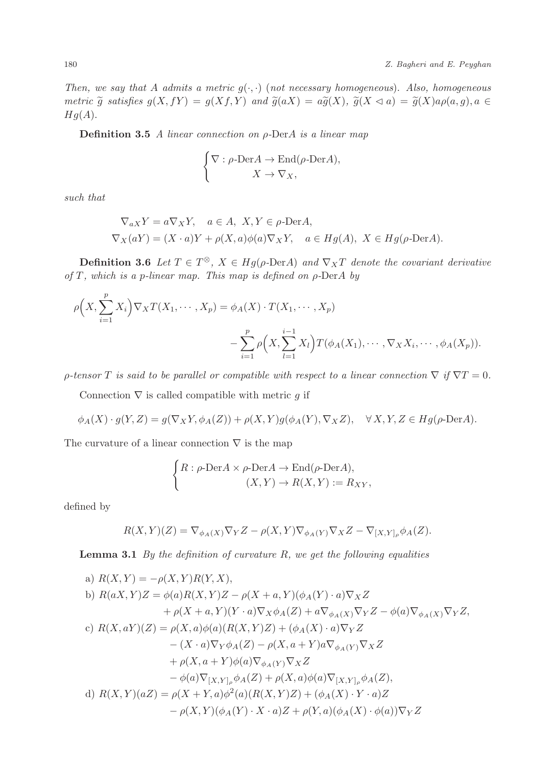*Then, we say that $A$ admits a metric $g(\cdot,\cdot)$ (not necessary homogeneous). Also, homogeneous metric $\widetilde{g}$ satisfies $g(X, fY) = g(Xf, Y)$ and $\widetilde{g}(aX) = a\widetilde{g}(X)$, $\widetilde{g}(X \lhd a) = \widetilde{g}(X)a\rho(a,g), a \in Hg(A)$.*

**Definition 3.5** *A linear connection on $\rho$-Der$A$ is a linear map*

$$\begin{cases} \nabla : \rho\text{-Der}A \to \text{End}(\rho\text{-Der}A), \\ \qquad\qquad X \to \nabla_X, \end{cases}$$

*such that*

$$\nabla_{aX}Y = a\nabla_X Y, \quad a \in A,\ X, Y \in \rho\text{-Der}A,$$
$$\nabla_X(aY) = (X \cdot a)Y + \rho(X, a)\phi(a)\nabla_X Y, \quad a \in Hg(A),\ X \in Hg(\rho\text{-Der}A).$$

**Definition 3.6** *Let $T \in T^{\otimes}$, $X \in Hg(\rho\text{-Der}A)$ and $\nabla_X T$ denote the covariant derivative of $T$, which is a p-linear map. This map is defined on $\rho$-Der$A$ by*

$$\rho\Big(X, \sum_{i=1}^{p} X_i\Big)\nabla_X T(X_1, \cdots, X_p) = \phi_A(X) \cdot T(X_1, \cdots, X_p) - \sum_{i=1}^{p} \rho\Big(X, \sum_{l=1}^{i-1} X_l\Big) T(\phi_A(X_1), \cdots, \nabla_X X_i, \cdots, \phi_A(X_p)).$$

*$\rho$-tensor $T$ is said to be parallel or compatible with respect to a linear connection $\nabla$ if $\nabla T = 0$.*

Connection $\nabla$ is called compatible with metric $g$ if

$$\phi_A(X) \cdot g(Y, Z) = g(\nabla_X Y, \phi_A(Z)) + \rho(X, Y)g(\phi_A(Y), \nabla_X Z), \quad \forall\, X, Y, Z \in Hg(\rho\text{-Der}A).$$

The curvature of a linear connection $\nabla$ is the map

$$\begin{cases} R : \rho\text{-Der}A \times \rho\text{-Der}A \to \text{End}(\rho\text{-Der}A), \\ \qquad\qquad (X, Y) \to R(X, Y) := R_{XY}, \end{cases}$$

defined by

$$R(X, Y)(Z) = \nabla_{\phi_A(X)}\nabla_Y Z - \rho(X, Y)\nabla_{\phi_A(Y)}\nabla_X Z - \nabla_{[X,Y]_\rho}\phi_A(Z).$$

**Lemma 3.1** *By the definition of curvature $R$, we get the following equalities*

a) $R(X, Y) = -\rho(X, Y)R(Y, X)$,

b) $R(aX, Y)Z = \phi(a)R(X, Y)Z - \rho(X + a, Y)(\phi_A(Y) \cdot a)\nabla_X Z + \rho(X + a, Y)(Y \cdot a)\nabla_X \phi_A(Z) + a\nabla_{\phi_A(X)}\nabla_Y Z - \phi(a)\nabla_{\phi_A(X)}\nabla_Y Z$,

c) $R(X, aY)(Z) = \rho(X, a)\phi(a)(R(X, Y)Z) + (\phi_A(X) \cdot a)\nabla_Y Z - (X \cdot a)\nabla_Y \phi_A(Z) - \rho(X, a + Y)a\nabla_{\phi_A(Y)}\nabla_X Z + \rho(X, a + Y)\phi(a)\nabla_{\phi_A(Y)}\nabla_X Z - \phi(a)\nabla_{[X,Y]_\rho}\phi_A(Z) + \rho(X, a)\phi(a)\nabla_{[X,Y]_\rho}\phi_A(Z)$,

d) $R(X, Y)(aZ) = \rho(X + Y, a)\phi^2(a)(R(X, Y)Z) + (\phi_A(X) \cdot Y \cdot a)Z - \rho(X, Y)(\phi_A(Y) \cdot X \cdot a)Z + \rho(Y, a)(\phi_A(X) \cdot \phi(a))\nabla_Y Z$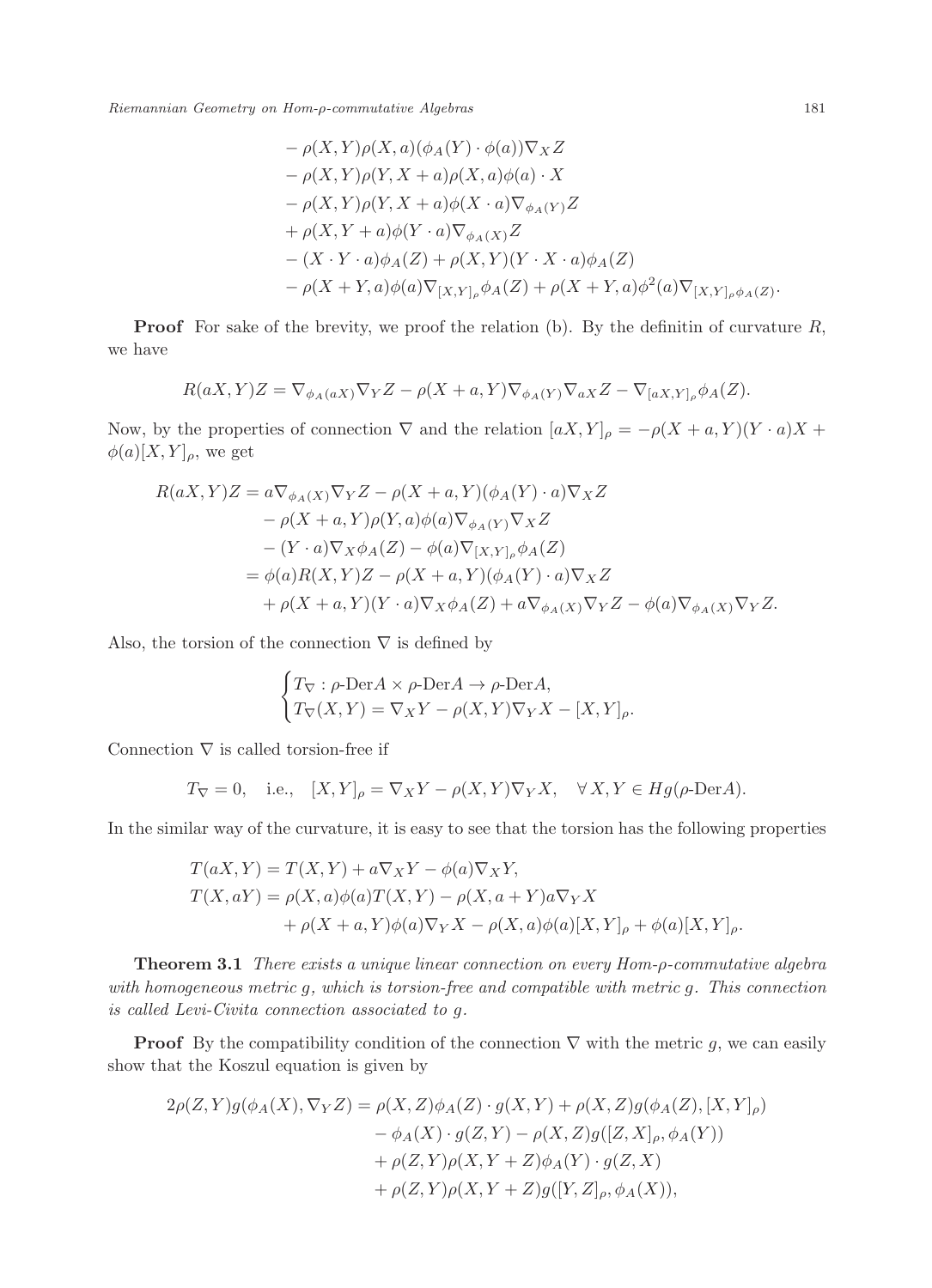$$
\begin{aligned}
&- \rho(X,Y)\rho(X,a)(\phi_A(Y)\cdot\phi(a))\nabla_X Z\\
&- \rho(X,Y)\rho(Y,X+a)\rho(X,a)\phi(a)\cdot X\\
&- \rho(X,Y)\rho(Y,X+a)\phi(X\cdot a)\nabla_{\phi_A(Y)}Z\\
&+ \rho(X,Y+a)\phi(Y\cdot a)\nabla_{\phi_A(X)}Z\\
&- (X\cdot Y\cdot a)\phi_A(Z) + \rho(X,Y)(Y\cdot X\cdot a)\phi_A(Z)\\
&- \rho(X+Y,a)\phi(a)\nabla_{[X,Y]_\rho}\phi_A(Z) + \rho(X+Y,a)\phi^2(a)\nabla_{[X,Y]_\rho\phi_A(Z)}.
\end{aligned}
$$

**Proof** For sake of the brevity, we proof the relation (b). By the definitin of curvature $R$, we have

$$
R(aX,Y)Z = \nabla_{\phi_A(aX)}\nabla_Y Z - \rho(X+a,Y)\nabla_{\phi_A(Y)}\nabla_{aX}Z - \nabla_{[aX,Y]_\rho}\phi_A(Z).
$$

Now, by the properties of connection $\nabla$ and the relation $[aX,Y]_\rho = -\rho(X+a,Y)(Y\cdot a)X + \phi(a)[X,Y]_\rho$, we get

$$
\begin{aligned}
R(aX,Y)Z &= a\nabla_{\phi_A(X)}\nabla_Y Z - \rho(X+a,Y)(\phi_A(Y)\cdot a)\nabla_X Z\\
&\quad - \rho(X+a,Y)\rho(Y,a)\phi(a)\nabla_{\phi_A(Y)}\nabla_X Z\\
&\quad - (Y\cdot a)\nabla_X\phi_A(Z) - \phi(a)\nabla_{[X,Y]_\rho}\phi_A(Z)\\
&= \phi(a)R(X,Y)Z - \rho(X+a,Y)(\phi_A(Y)\cdot a)\nabla_X Z\\
&\quad + \rho(X+a,Y)(Y\cdot a)\nabla_X\phi_A(Z) + a\nabla_{\phi_A(X)}\nabla_Y Z - \phi(a)\nabla_{\phi_A(X)}\nabla_Y Z.
\end{aligned}
$$

Also, the torsion of the connection $\nabla$ is defined by

$$
\begin{cases}
T_\nabla : \rho\text{-Der}A \times \rho\text{-Der}A \to \rho\text{-Der}A,\\
T_\nabla(X,Y) = \nabla_X Y - \rho(X,Y)\nabla_Y X - [X,Y]_\rho.
\end{cases}
$$

Connection $\nabla$ is called torsion-free if

$$
T_\nabla = 0, \quad \text{i.e.,} \quad [X,Y]_\rho = \nabla_X Y - \rho(X,Y)\nabla_Y X, \quad \forall\, X,Y \in Hg(\rho\text{-Der}A).
$$

In the similar way of the curvature, it is easy to see that the torsion has the following properties

$$
\begin{aligned}
T(aX,Y) &= T(X,Y) + a\nabla_X Y - \phi(a)\nabla_X Y,\\
T(X,aY) &= \rho(X,a)\phi(a)T(X,Y) - \rho(X,a+Y)a\nabla_Y X\\
&\quad + \rho(X+a,Y)\phi(a)\nabla_Y X - \rho(X,a)\phi(a)[X,Y]_\rho + \phi(a)[X,Y]_\rho.
\end{aligned}
$$

**Theorem 3.1** *There exists a unique linear connection on every Hom-$\rho$-commutative algebra with homogeneous metric $g$, which is torsion-free and compatible with metric $g$. This connection is called Levi-Civita connection associated to $g$.*

**Proof** By the compatibility condition of the connection $\nabla$ with the metric $g$, we can easily show that the Koszul equation is given by

$$
\begin{aligned}
2\rho(Z,Y)g(\phi_A(X),\nabla_Y Z) &= \rho(X,Z)\phi_A(Z)\cdot g(X,Y) + \rho(X,Z)g(\phi_A(Z),[X,Y]_\rho)\\
&\quad - \phi_A(X)\cdot g(Z,Y) - \rho(X,Z)g([Z,X]_\rho,\phi_A(Y))\\
&\quad + \rho(Z,Y)\rho(X,Y+Z)\phi_A(Y)\cdot g(Z,X)\\
&\quad + \rho(Z,Y)\rho(X,Y+Z)g([Y,Z]_\rho,\phi_A(X)),
\end{aligned}
$$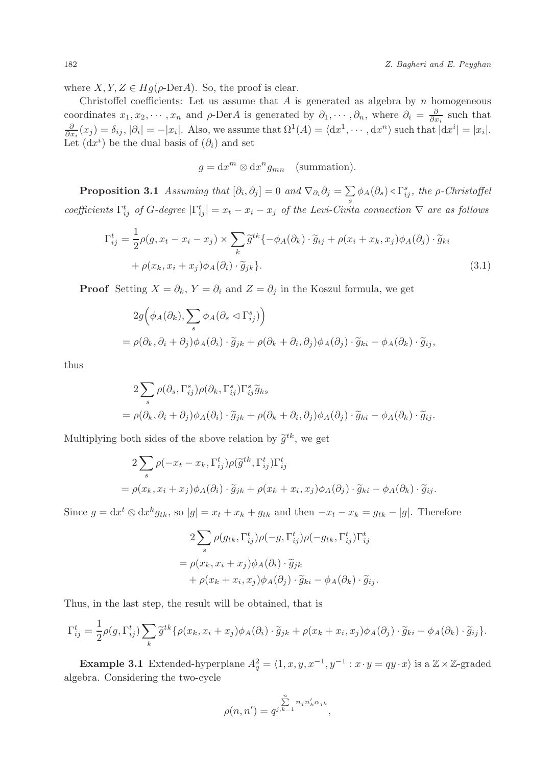where $X, Y, Z \in Hg(\rho\text{-Der}A)$. So, the proof is clear.

Christoffel coefficients: Let us assume that $A$ is generated as algebra by $n$ homogeneous coordinates $x_1, x_2, \cdots, x_n$ and $\rho$-Der$A$ is generated by $\partial_1, \cdots, \partial_n$, where $\partial_i = \frac{\partial}{\partial x_i}$ such that $\frac{\partial}{\partial x_i}(x_j) = \delta_{ij}$, $|\partial_i| = -|x_i|$. Also, we assume that $\Omega^1(A) = \langle \mathrm{d}x^1, \cdots, \mathrm{d}x^n \rangle$ such that $|\mathrm{d}x^i| = |x_i|$. Let $(\mathrm{d}x^i)$ be the dual basis of $(\partial_i)$ and set

$$g = \mathrm{d}x^m \otimes \mathrm{d}x^n g_{mn} \quad \text{(summation)}.$$

**Proposition 3.1** *Assuming that* $[\partial_i, \partial_j] = 0$ *and* $\nabla_{\partial_i}\partial_j = \sum_s \phi_A(\partial_s) \triangleleft \Gamma^s_{ij}$, *the $\rho$-Christoffel coefficients* $\Gamma^t_{ij}$ *of G-degree* $|\Gamma^t_{ij}| = x_t - x_i - x_j$ *of the Levi-Civita connection* $\nabla$ *are as follows*

$$\begin{aligned}\Gamma^t_{ij} = \frac{1}{2}\rho(g, x_t - x_i - x_j) \times \sum_k \widetilde{g}^{tk}\{&-\phi_A(\partial_k)\cdot \widetilde{g}_{ij} + \rho(x_i + x_k, x_j)\phi_A(\partial_j)\cdot \widetilde{g}_{ki} \\ &+ \rho(x_k, x_i + x_j)\phi_A(\partial_i)\cdot \widetilde{g}_{jk}\}. \end{aligned} \tag{3.1}$$

**Proof** Setting $X = \partial_k$, $Y = \partial_i$ and $Z = \partial_j$ in the Koszul formula, we get

$$\begin{aligned}&2g\Big(\phi_A(\partial_k), \sum_s \phi_A(\partial_s \triangleleft \Gamma^s_{ij})\Big) \\ &= \rho(\partial_k, \partial_i + \partial_j)\phi_A(\partial_i)\cdot \widetilde{g}_{jk} + \rho(\partial_k + \partial_i, \partial_j)\phi_A(\partial_j)\cdot \widetilde{g}_{ki} - \phi_A(\partial_k)\cdot \widetilde{g}_{ij},\end{aligned}$$

thus

$$\begin{aligned}&2\sum_s \rho(\partial_s, \Gamma^s_{ij})\rho(\partial_k, \Gamma^s_{ij})\Gamma^s_{ij}\widetilde{g}_{ks} \\ &= \rho(\partial_k, \partial_i + \partial_j)\phi_A(\partial_i)\cdot \widetilde{g}_{jk} + \rho(\partial_k + \partial_i, \partial_j)\phi_A(\partial_j)\cdot \widetilde{g}_{ki} - \phi_A(\partial_k)\cdot \widetilde{g}_{ij}.\end{aligned}$$

Multiplying both sides of the above relation by $\widetilde{g}^{tk}$, we get

$$\begin{aligned}&2\sum_s \rho(-x_t - x_k, \Gamma^t_{ij})\rho(\widetilde{g}^{tk}, \Gamma^t_{ij})\Gamma^t_{ij} \\ &= \rho(x_k, x_i + x_j)\phi_A(\partial_i)\cdot \widetilde{g}_{jk} + \rho(x_k + x_i, x_j)\phi_A(\partial_j)\cdot \widetilde{g}_{ki} - \phi_A(\partial_k)\cdot \widetilde{g}_{ij}.\end{aligned}$$

Since $g = \mathrm{d}x^t \otimes \mathrm{d}x^k g_{tk}$, so $|g| = x_t + x_k + g_{tk}$ and then $-x_t - x_k = g_{tk} - |g|$. Therefore

$$\begin{aligned}&2\sum_s \rho(g_{tk}, \Gamma^t_{ij})\rho(-g, \Gamma^t_{ij})\rho(-g_{tk}, \Gamma^t_{ij})\Gamma^t_{ij} \\ &= \rho(x_k, x_i + x_j)\phi_A(\partial_i)\cdot \widetilde{g}_{jk} \\ &\quad + \rho(x_k + x_i, x_j)\phi_A(\partial_j)\cdot \widetilde{g}_{ki} - \phi_A(\partial_k)\cdot \widetilde{g}_{ij}.\end{aligned}$$

Thus, in the last step, the result will be obtained, that is

$$\Gamma^t_{ij} = \frac{1}{2}\rho(g, \Gamma^t_{ij})\sum_k \widetilde{g}^{tk}\{\rho(x_k, x_i + x_j)\phi_A(\partial_i)\cdot \widetilde{g}_{jk} + \rho(x_k + x_i, x_j)\phi_A(\partial_j)\cdot \widetilde{g}_{ki} - \phi_A(\partial_k)\cdot \widetilde{g}_{ij}\}.$$

**Example 3.1** Extended-hyperplane $A^2_q = \langle 1, x, y, x^{-1}, y^{-1} : x \cdot y = qy \cdot x\rangle$ is a $\mathbb{Z}\times\mathbb{Z}$-graded algebra. Considering the two-cycle

$$\rho(n, n') = q^{\sum\limits_{j,k=1}^{n} n_j n'_k \alpha_{jk}},$$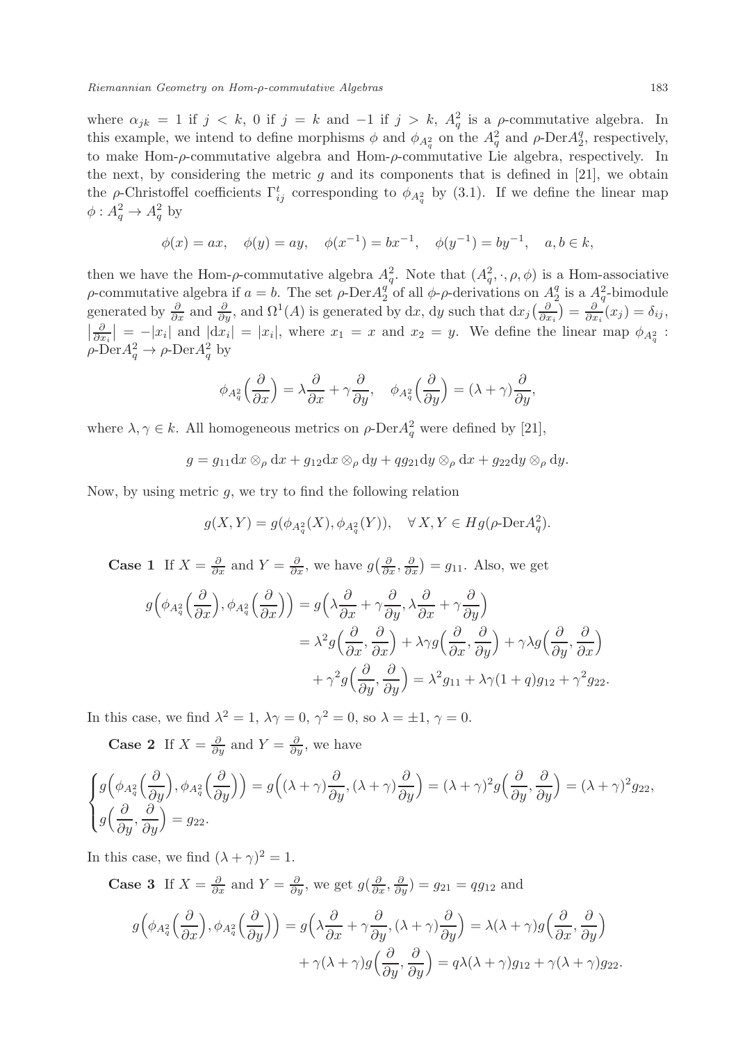where $\alpha_{jk} = 1$ if $j < k$, 0 if $j = k$ and $-1$ if $j > k$, $A_q^2$ is a $\rho$-commutative algebra. In this example, we intend to define morphisms $\phi$ and $\phi_{A_q^2}$ on the $A_q^2$ and $\rho$-Der$A_2^q$, respectively, to make Hom-$\rho$-commutative algebra and Hom-$\rho$-commutative Lie algebra, respectively. In the next, by considering the metric $g$ and its components that is defined in [21], we obtain the $\rho$-Christoffel coefficients $\Gamma_{ij}^t$ corresponding to $\phi_{A_q^2}$ by (3.1). If we define the linear map $\phi : A_q^2 \to A_q^2$ by

$$\phi(x) = ax, \quad \phi(y) = ay, \quad \phi(x^{-1}) = bx^{-1}, \quad \phi(y^{-1}) = by^{-1}, \quad a, b \in k,$$

then we have the Hom-$\rho$-commutative algebra $A_q^2$. Note that $(A_q^2, \cdot, \rho, \phi)$ is a Hom-associative $\rho$-commutative algebra if $a = b$. The set $\rho$-Der$A_2^q$ of all $\phi$-$\rho$-derivations on $A_2^q$ is a $A_q^2$-bimodule generated by $\frac{\partial}{\partial x}$ and $\frac{\partial}{\partial y}$, and $\Omega^1(A)$ is generated by $\mathrm{d}x$, $\mathrm{d}y$ such that $\mathrm{d}x_j\big(\frac{\partial}{\partial x_i}\big) = \frac{\partial}{\partial x_i}(x_j) = \delta_{ij}$, $\big|\frac{\partial}{\partial x_i}\big| = -|x_i|$ and $|\mathrm{d}x_i| = |x_i|$, where $x_1 = x$ and $x_2 = y$. We define the linear map $\phi_{A_q^2}$ : $\rho$-Der$A_q^2 \to \rho$-Der$A_q^2$ by

$$\phi_{A_q^2}\Big(\frac{\partial}{\partial x}\Big) = \lambda\frac{\partial}{\partial x} + \gamma\frac{\partial}{\partial y}, \quad \phi_{A_q^2}\Big(\frac{\partial}{\partial y}\Big) = (\lambda + \gamma)\frac{\partial}{\partial y},$$

where $\lambda, \gamma \in k$. All homogeneous metrics on $\rho$-Der$A_q^2$ were defined by [21],

$$g = g_{11}\mathrm{d}x \otimes_\rho \mathrm{d}x + g_{12}\mathrm{d}x \otimes_\rho \mathrm{d}y + qg_{21}\mathrm{d}y \otimes_\rho \mathrm{d}x + g_{22}\mathrm{d}y \otimes_\rho \mathrm{d}y.$$

Now, by using metric $g$, we try to find the following relation

$$g(X, Y) = g(\phi_{A_q^2}(X), \phi_{A_q^2}(Y)), \quad \forall\, X, Y \in Hg(\rho\text{-Der}A_q^2).$$

**Case 1** If $X = \frac{\partial}{\partial x}$ and $Y = \frac{\partial}{\partial x}$, we have $g\big(\frac{\partial}{\partial x}, \frac{\partial}{\partial x}\big) = g_{11}$. Also, we get

$$\begin{aligned}
g\Big(\phi_{A_q^2}\Big(\frac{\partial}{\partial x}\Big), \phi_{A_q^2}\Big(\frac{\partial}{\partial x}\Big)\Big) &= g\Big(\lambda\frac{\partial}{\partial x} + \gamma\frac{\partial}{\partial y}, \lambda\frac{\partial}{\partial x} + \gamma\frac{\partial}{\partial y}\Big) \\
&= \lambda^2 g\Big(\frac{\partial}{\partial x}, \frac{\partial}{\partial x}\Big) + \lambda\gamma g\Big(\frac{\partial}{\partial x}, \frac{\partial}{\partial y}\Big) + \gamma\lambda g\Big(\frac{\partial}{\partial y}, \frac{\partial}{\partial x}\Big) \\
&\quad + \gamma^2 g\Big(\frac{\partial}{\partial y}, \frac{\partial}{\partial y}\Big) = \lambda^2 g_{11} + \lambda\gamma(1 + q)g_{12} + \gamma^2 g_{22}.
\end{aligned}$$

In this case, we find $\lambda^2 = 1$, $\lambda\gamma = 0$, $\gamma^2 = 0$, so $\lambda = \pm 1$, $\gamma = 0$.

**Case 2** If $X = \frac{\partial}{\partial y}$ and $Y = \frac{\partial}{\partial y}$, we have

$$\begin{cases}
g\Big(\phi_{A_q^2}\Big(\frac{\partial}{\partial y}\Big), \phi_{A_q^2}\Big(\frac{\partial}{\partial y}\Big)\Big) = g\Big((\lambda + \gamma)\frac{\partial}{\partial y}, (\lambda + \gamma)\frac{\partial}{\partial y}\Big) = (\lambda + \gamma)^2 g\Big(\frac{\partial}{\partial y}, \frac{\partial}{\partial y}\Big) = (\lambda + \gamma)^2 g_{22}, \\
g\Big(\frac{\partial}{\partial y}, \frac{\partial}{\partial y}\Big) = g_{22}.
\end{cases}$$

In this case, we find $(\lambda + \gamma)^2 = 1$.

**Case 3** If $X = \frac{\partial}{\partial x}$ and $Y = \frac{\partial}{\partial y}$, we get $g(\frac{\partial}{\partial x}, \frac{\partial}{\partial y}) = g_{21} = qg_{12}$ and

$$\begin{aligned}
g\Big(\phi_{A_q^2}\Big(\frac{\partial}{\partial x}\Big), \phi_{A_q^2}\Big(\frac{\partial}{\partial y}\Big)\Big) &= g\Big(\lambda\frac{\partial}{\partial x} + \gamma\frac{\partial}{\partial y}, (\lambda + \gamma)\frac{\partial}{\partial y}\Big) = \lambda(\lambda + \gamma)g\Big(\frac{\partial}{\partial x}, \frac{\partial}{\partial y}\Big) \\
&\quad + \gamma(\lambda + \gamma)g\Big(\frac{\partial}{\partial y}, \frac{\partial}{\partial y}\Big) = q\lambda(\lambda + \gamma)g_{12} + \gamma(\lambda + \gamma)g_{22}.
\end{aligned}$$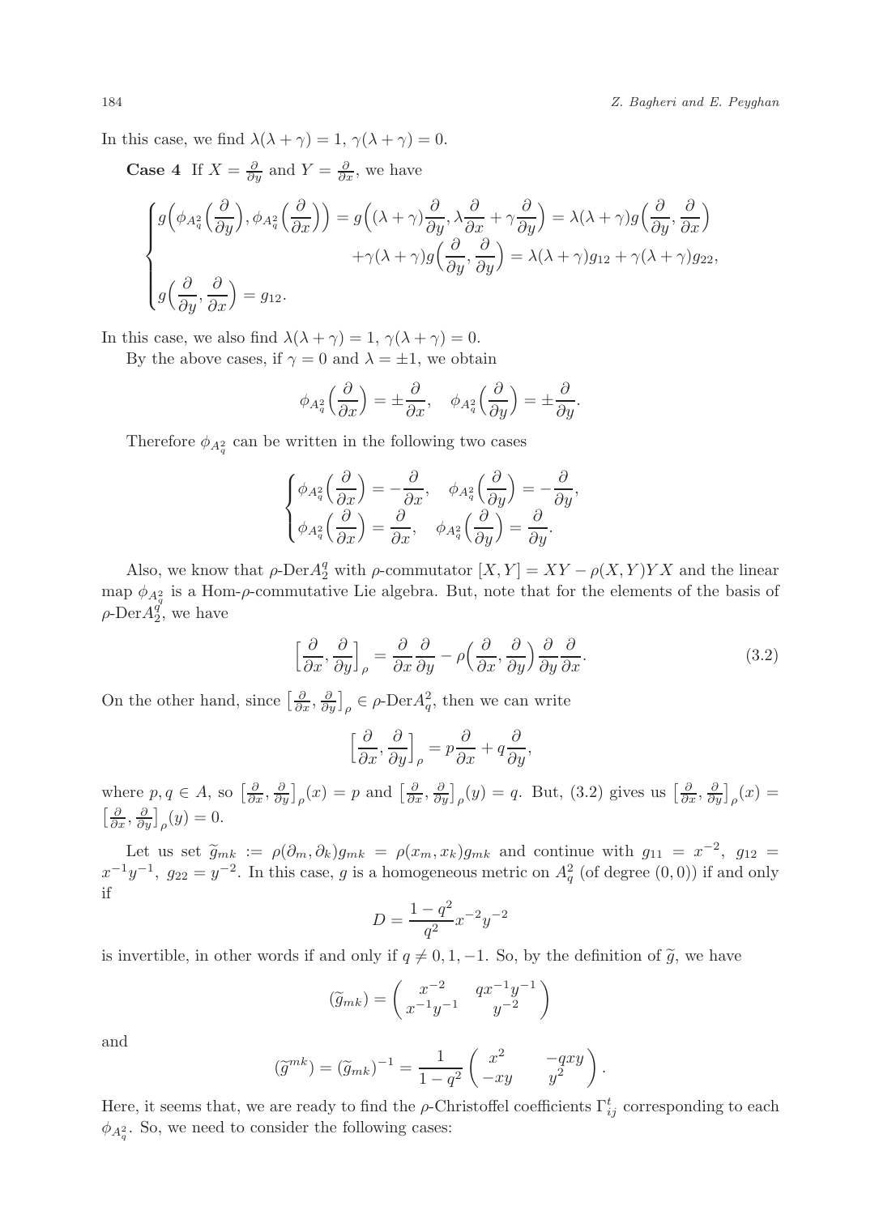In this case, we find $\lambda(\lambda+\gamma)=1$, $\gamma(\lambda+\gamma)=0$.

**Case 4** If $X=\frac{\partial}{\partial y}$ and $Y=\frac{\partial}{\partial x}$, we have

$$
\begin{cases}
g\Big(\phi_{A_q^2}\Big(\frac{\partial}{\partial y}\Big),\phi_{A_q^2}\Big(\frac{\partial}{\partial x}\Big)\Big)=g\Big((\lambda+\gamma)\frac{\partial}{\partial y},\lambda\frac{\partial}{\partial x}+\gamma\frac{\partial}{\partial y}\Big)=\lambda(\lambda+\gamma)g\Big(\frac{\partial}{\partial y},\frac{\partial}{\partial x}\Big)\\
\qquad\qquad\qquad\qquad +\gamma(\lambda+\gamma)g\Big(\frac{\partial}{\partial y},\frac{\partial}{\partial y}\Big)=\lambda(\lambda+\gamma)g_{12}+\gamma(\lambda+\gamma)g_{22},\\
g\Big(\frac{\partial}{\partial y},\frac{\partial}{\partial x}\Big)=g_{12}.
\end{cases}
$$

In this case, we also find $\lambda(\lambda+\gamma)=1$, $\gamma(\lambda+\gamma)=0$.

By the above cases, if $\gamma=0$ and $\lambda=\pm1$, we obtain

$$
\phi_{A_q^2}\Big(\frac{\partial}{\partial x}\Big)=\pm\frac{\partial}{\partial x},\quad \phi_{A_q^2}\Big(\frac{\partial}{\partial y}\Big)=\pm\frac{\partial}{\partial y}.
$$

Therefore $\phi_{A_q^2}$ can be written in the following two cases

$$
\begin{cases}
\phi_{A_q^2}\Big(\frac{\partial}{\partial x}\Big)=-\frac{\partial}{\partial x},\quad \phi_{A_q^2}\Big(\frac{\partial}{\partial y}\Big)=-\frac{\partial}{\partial y},\\
\phi_{A_q^2}\Big(\frac{\partial}{\partial x}\Big)=\frac{\partial}{\partial x},\quad \phi_{A_q^2}\Big(\frac{\partial}{\partial y}\Big)=\frac{\partial}{\partial y}.
\end{cases}
$$

Also, we know that $\rho$-Der$A_2^q$ with $\rho$-commutator $[X,Y]=XY-\rho(X,Y)YX$ and the linear map $\phi_{A_q^2}$ is a Hom-$\rho$-commutative Lie algebra. But, note that for the elements of the basis of $\rho$-Der$A_2^q$, we have

$$
\Big[\frac{\partial}{\partial x},\frac{\partial}{\partial y}\Big]_\rho=\frac{\partial}{\partial x}\frac{\partial}{\partial y}-\rho\Big(\frac{\partial}{\partial x},\frac{\partial}{\partial y}\Big)\frac{\partial}{\partial y}\frac{\partial}{\partial x}. \tag{3.2}
$$

On the other hand, since $\big[\frac{\partial}{\partial x},\frac{\partial}{\partial y}\big]_\rho\in\rho$-Der$A_q^2$, then we can write

$$
\Big[\frac{\partial}{\partial x},\frac{\partial}{\partial y}\Big]_\rho=p\frac{\partial}{\partial x}+q\frac{\partial}{\partial y},
$$

where $p,q\in A$, so $\big[\frac{\partial}{\partial x},\frac{\partial}{\partial y}\big]_\rho(x)=p$ and $\big[\frac{\partial}{\partial x},\frac{\partial}{\partial y}\big]_\rho(y)=q$. But, (3.2) gives us $\big[\frac{\partial}{\partial x},\frac{\partial}{\partial y}\big]_\rho(x)=\big[\frac{\partial}{\partial x},\frac{\partial}{\partial y}\big]_\rho(y)=0$.

Let us set $\widetilde{g}_{mk}:=\rho(\partial_m,\partial_k)g_{mk}=\rho(x_m,x_k)g_{mk}$ and continue with $g_{11}=x^{-2}$, $g_{12}=x^{-1}y^{-1}$, $g_{22}=y^{-2}$. In this case, $g$ is a homogeneous metric on $A_q^2$ (of degree $(0,0)$) if and only if

$$
D=\frac{1-q^2}{q^2}x^{-2}y^{-2}
$$

is invertible, in other words if and only if $q\neq 0,1,-1$. So, by the definition of $\widetilde{g}$, we have

$$
(\widetilde{g}_{mk})=\begin{pmatrix} x^{-2} & qx^{-1}y^{-1}\\ x^{-1}y^{-1} & y^{-2}\end{pmatrix}
$$

and

$$
(\widetilde{g}^{mk})=(\widetilde{g}_{mk})^{-1}=\frac{1}{1-q^2}\begin{pmatrix} x^2 & -qxy\\ -xy & y^2\end{pmatrix}.
$$

Here, it seems that, we are ready to find the $\rho$-Christoffel coefficients $\Gamma_{ij}^t$ corresponding to each $\phi_{A_q^2}$. So, we need to consider the following cases: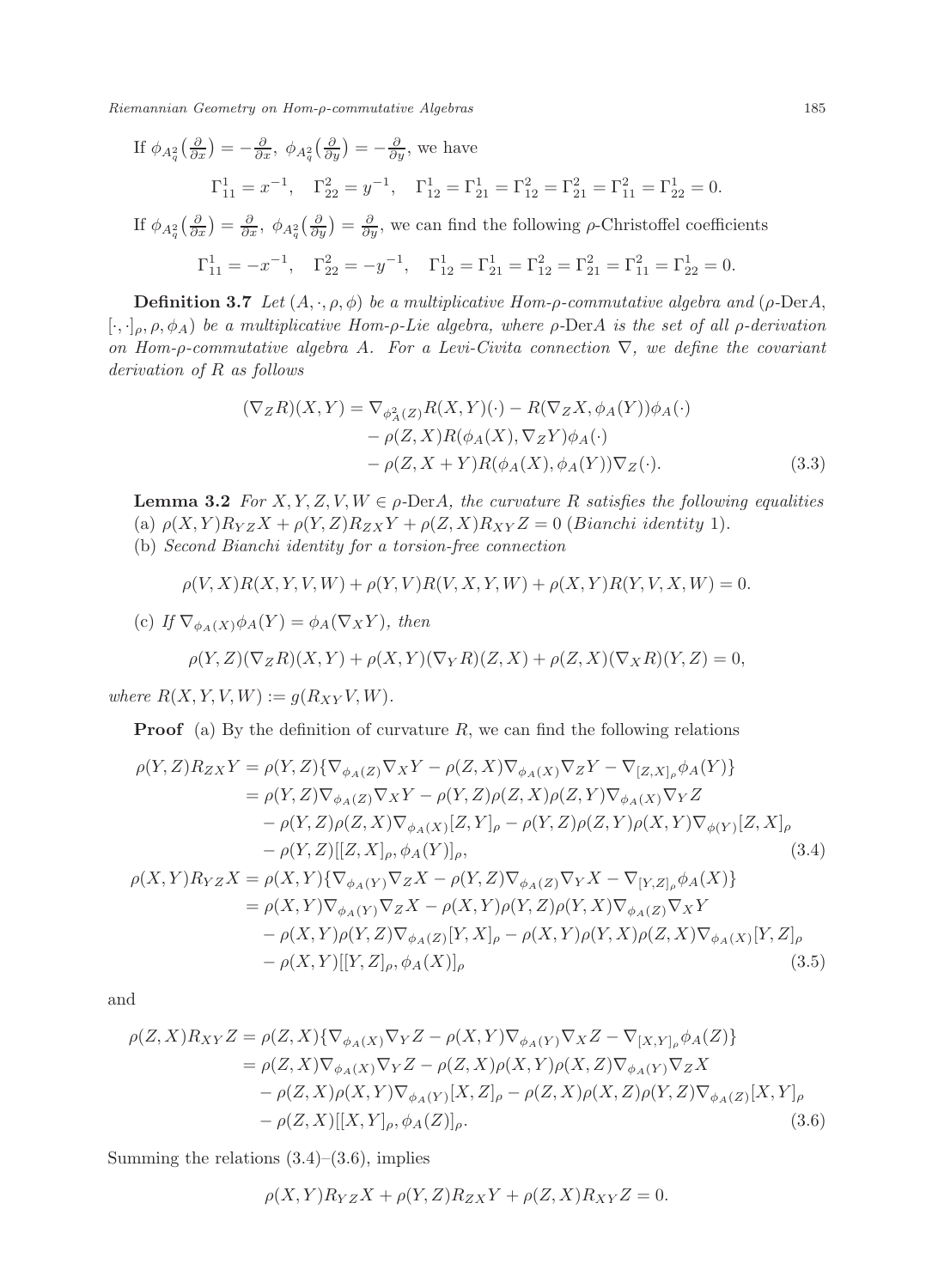If $\phi_{A_q^2}\big(\frac{\partial}{\partial x}\big) = -\frac{\partial}{\partial x},\ \phi_{A_q^2}\big(\frac{\partial}{\partial y}\big) = -\frac{\partial}{\partial y}$, we have

$$\Gamma_{11}^1 = x^{-1}, \quad \Gamma_{22}^2 = y^{-1}, \quad \Gamma_{12}^1 = \Gamma_{21}^1 = \Gamma_{12}^2 = \Gamma_{21}^2 = \Gamma_{11}^2 = \Gamma_{22}^1 = 0.$$

If $\phi_{A_q^2}\big(\frac{\partial}{\partial x}\big) = \frac{\partial}{\partial x},\ \phi_{A_q^2}\big(\frac{\partial}{\partial y}\big) = \frac{\partial}{\partial y}$, we can find the following $\rho$-Christoffel coefficients

$$\Gamma_{11}^1 = -x^{-1}, \quad \Gamma_{22}^2 = -y^{-1}, \quad \Gamma_{12}^1 = \Gamma_{21}^1 = \Gamma_{12}^2 = \Gamma_{21}^2 = \Gamma_{11}^2 = \Gamma_{22}^1 = 0.$$

**Definition 3.7** *Let $(A, \cdot, \rho, \phi)$ be a multiplicative Hom-$\rho$-commutative algebra and ($\rho$-Der$A$, $[\cdot,\cdot]_\rho, \rho, \phi_A$) be a multiplicative Hom-$\rho$-Lie algebra, where $\rho$-Der$A$ is the set of all $\rho$-derivation on Hom-$\rho$-commutative algebra $A$. For a Levi-Civita connection $\nabla$, we define the covariant derivation of $R$ as follows*

$$\begin{aligned}(\nabla_Z R)(X, Y) = &\nabla_{\phi_A^2(Z)} R(X, Y)(\cdot) - R(\nabla_Z X, \phi_A(Y))\phi_A(\cdot)\\ &- \rho(Z, X) R(\phi_A(X), \nabla_Z Y)\phi_A(\cdot)\\ &- \rho(Z, X + Y) R(\phi_A(X), \phi_A(Y))\nabla_Z(\cdot). \end{aligned} \tag{3.3}$$

**Lemma 3.2** *For $X, Y, Z, V, W \in \rho$-Der$A$, the curvature $R$ satisfies the following equalities*
(a) $\rho(X, Y)R_{YZ}X + \rho(Y, Z)R_{ZX}Y + \rho(Z, X)R_{XY}Z = 0$ *(Bianchi identity 1).*
(b) *Second Bianchi identity for a torsion-free connection*

$$\rho(V, X)R(X, Y, V, W) + \rho(Y, V)R(V, X, Y, W) + \rho(X, Y)R(Y, V, X, W) = 0.$$

(c) *If $\nabla_{\phi_A(X)}\phi_A(Y) = \phi_A(\nabla_X Y)$, then*

$$\rho(Y, Z)(\nabla_Z R)(X, Y) + \rho(X, Y)(\nabla_Y R)(Z, X) + \rho(Z, X)(\nabla_X R)(Y, Z) = 0,$$

*where $R(X, Y, V, W) := g(R_{XY}V, W)$.*

**Proof** (a) By the definition of curvature $R$, we can find the following relations

$$\begin{aligned}\rho(Y, Z)R_{ZX}Y &= \rho(Y, Z)\{\nabla_{\phi_A(Z)}\nabla_X Y - \rho(Z, X)\nabla_{\phi_A(X)}\nabla_Z Y - \nabla_{[Z,X]_\rho}\phi_A(Y)\}\\ &= \rho(Y, Z)\nabla_{\phi_A(Z)}\nabla_X Y - \rho(Y, Z)\rho(Z, X)\rho(Z, Y)\nabla_{\phi_A(X)}\nabla_Y Z\\ &\quad - \rho(Y, Z)\rho(Z, X)\nabla_{\phi_A(X)}[Z, Y]_\rho - \rho(Y, Z)\rho(Z, Y)\rho(X, Y)\nabla_{\phi(Y)}[Z, X]_\rho\\ &\quad - \rho(Y, Z)[[Z, X]_\rho, \phi_A(Y)]_\rho, \end{aligned} \tag{3.4}$$

$$\begin{aligned}\rho(X, Y)R_{YZ}X &= \rho(X, Y)\{\nabla_{\phi_A(Y)}\nabla_Z X - \rho(Y, Z)\nabla_{\phi_A(Z)}\nabla_Y X - \nabla_{[Y,Z]_\rho}\phi_A(X)\}\\ &= \rho(X, Y)\nabla_{\phi_A(Y)}\nabla_Z X - \rho(X, Y)\rho(Y, Z)\rho(Y, X)\nabla_{\phi_A(Z)}\nabla_X Y\\ &\quad - \rho(X, Y)\rho(Y, Z)\nabla_{\phi_A(Z)}[Y, X]_\rho - \rho(X, Y)\rho(Y, X)\rho(Z, X)\nabla_{\phi_A(X)}[Y, Z]_\rho\\ &\quad - \rho(X, Y)[[Y, Z]_\rho, \phi_A(X)]_\rho \end{aligned} \tag{3.5}$$

and

$$\begin{aligned}\rho(Z, X)R_{XY}Z &= \rho(Z, X)\{\nabla_{\phi_A(X)}\nabla_Y Z - \rho(X, Y)\nabla_{\phi_A(Y)}\nabla_X Z - \nabla_{[X,Y]_\rho}\phi_A(Z)\}\\ &= \rho(Z, X)\nabla_{\phi_A(X)}\nabla_Y Z - \rho(Z, X)\rho(X, Y)\rho(X, Z)\nabla_{\phi_A(Y)}\nabla_Z X\\ &\quad - \rho(Z, X)\rho(X, Y)\nabla_{\phi_A(Y)}[X, Z]_\rho - \rho(Z, X)\rho(X, Z)\rho(Y, Z)\nabla_{\phi_A(Z)}[X, Y]_\rho\\ &\quad - \rho(Z, X)[[X, Y]_\rho, \phi_A(Z)]_\rho. \end{aligned} \tag{3.6}$$

Summing the relations (3.4)–(3.6), implies

$$\rho(X, Y)R_{YZ}X + \rho(Y, Z)R_{ZX}Y + \rho(Z, X)R_{XY}Z = 0.$$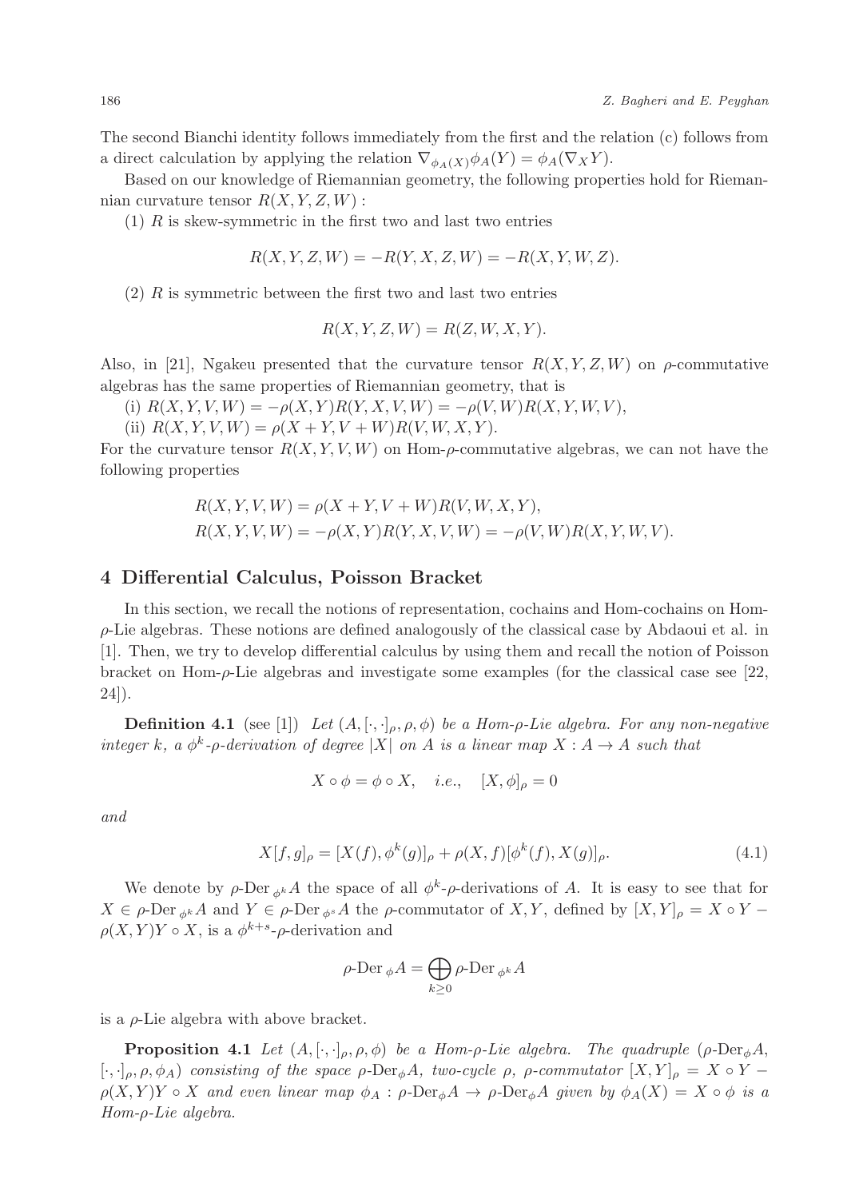The second Bianchi identity follows immediately from the first and the relation (c) follows from a direct calculation by applying the relation $\nabla_{\phi_A(X)}\phi_A(Y) = \phi_A(\nabla_X Y)$.

Based on our knowledge of Riemannian geometry, the following properties hold for Riemannian curvature tensor $R(X, Y, Z, W)$ :

(1) $R$ is skew-symmetric in the first two and last two entries

$$R(X, Y, Z, W) = -R(Y, X, Z, W) = -R(X, Y, W, Z).$$

(2) $R$ is symmetric between the first two and last two entries

$$R(X, Y, Z, W) = R(Z, W, X, Y).$$

Also, in [21], Ngakeu presented that the curvature tensor $R(X, Y, Z, W)$ on $\rho$-commutative algebras has the same properties of Riemannian geometry, that is

(i) $R(X, Y, V, W) = -\rho(X, Y)R(Y, X, V, W) = -\rho(V, W)R(X, Y, W, V)$,

(ii) $R(X, Y, V, W) = \rho(X + Y, V + W)R(V, W, X, Y)$.

For the curvature tensor $R(X, Y, V, W)$ on Hom-$\rho$-commutative algebras, we can not have the following properties

$$R(X, Y, V, W) = \rho(X + Y, V + W)R(V, W, X, Y),$$
$$R(X, Y, V, W) = -\rho(X, Y)R(Y, X, V, W) = -\rho(V, W)R(X, Y, W, V).$$

## 4 Differential Calculus, Poisson Bracket

In this section, we recall the notions of representation, cochains and Hom-cochains on Hom-$\rho$-Lie algebras. These notions are defined analogously of the classical case by Abdaoui et al. in [1]. Then, we try to develop differential calculus by using them and recall the notion of Poisson bracket on Hom-$\rho$-Lie algebras and investigate some examples (for the classical case see [22, 24]).

**Definition 4.1** (see [1]) *Let $(A, [\cdot, \cdot]_\rho, \rho, \phi)$ be a Hom-$\rho$-Lie algebra. For any non-negative integer $k$, a $\phi^k$-$\rho$-derivation of degree $|X|$ on $A$ is a linear map $X : A \to A$ such that*

$$X \circ \phi = \phi \circ X, \quad i.e., \quad [X, \phi]_\rho = 0$$

*and*

$$X[f, g]_\rho = [X(f), \phi^k(g)]_\rho + \rho(X, f)[\phi^k(f), X(g)]_\rho. \tag{4.1}$$

We denote by $\rho\text{-Der}_{\phi^k} A$ the space of all $\phi^k$-$\rho$-derivations of $A$. It is easy to see that for $X \in \rho\text{-Der}_{\phi^k} A$ and $Y \in \rho\text{-Der}_{\phi^s} A$ the $\rho$-commutator of $X, Y$, defined by $[X, Y]_\rho = X \circ Y - \rho(X, Y)Y \circ X$, is a $\phi^{k+s}$-$\rho$-derivation and

$$\rho\text{-Der}_\phi A = \bigoplus_{k \geq 0} \rho\text{-Der}_{\phi^k} A$$

is a $\rho$-Lie algebra with above bracket.

**Proposition 4.1** *Let $(A, [\cdot, \cdot]_\rho, \rho, \phi)$ be a Hom-$\rho$-Lie algebra. The quadruple $(\rho\text{-Der}_\phi A, [\cdot, \cdot]_\rho, \rho, \phi_A)$ consisting of the space $\rho\text{-Der}_\phi A$, two-cycle $\rho$, $\rho$-commutator $[X, Y]_\rho = X \circ Y - \rho(X, Y)Y \circ X$ and even linear map $\phi_A : \rho\text{-Der}_\phi A \to \rho\text{-Der}_\phi A$ given by $\phi_A(X) = X \circ \phi$ is a Hom-$\rho$-Lie algebra.*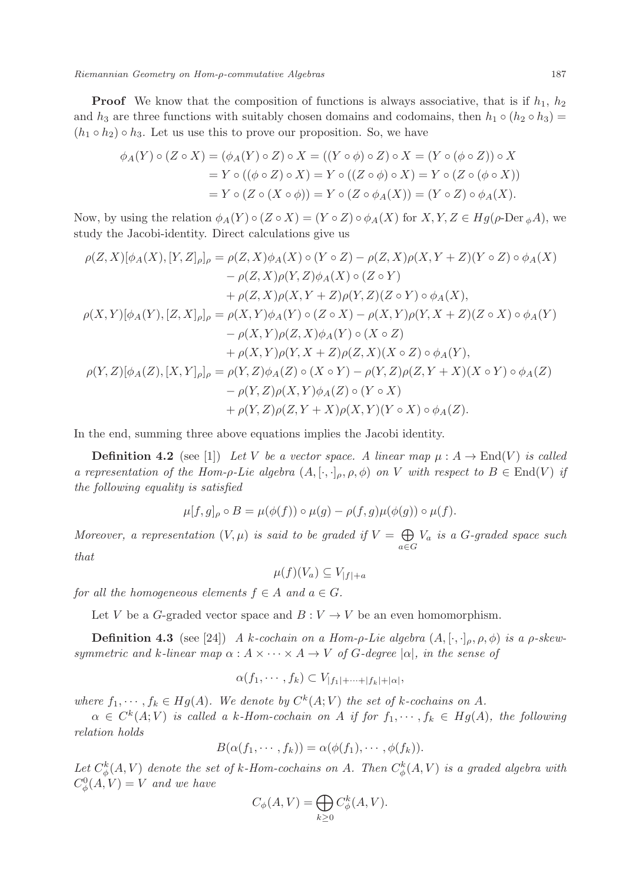**Proof** We know that the composition of functions is always associative, that is if $h_1$, $h_2$ and $h_3$ are three functions with suitably chosen domains and codomains, then $h_1 \circ (h_2 \circ h_3) = (h_1 \circ h_2) \circ h_3$. Let us use this to prove our proposition. So, we have

$$\begin{aligned}
\phi_A(Y) \circ (Z \circ X) &= (\phi_A(Y) \circ Z) \circ X = ((Y \circ \phi) \circ Z) \circ X = (Y \circ (\phi \circ Z)) \circ X \\
&= Y \circ ((\phi \circ Z) \circ X) = Y \circ ((Z \circ \phi) \circ X) = Y \circ (Z \circ (\phi \circ X)) \\
&= Y \circ (Z \circ (X \circ \phi)) = Y \circ (Z \circ \phi_A(X)) = (Y \circ Z) \circ \phi_A(X).
\end{aligned}$$

Now, by using the relation $\phi_A(Y) \circ (Z \circ X) = (Y \circ Z) \circ \phi_A(X)$ for $X, Y, Z \in Hg(\rho\text{-Der}_{\,\phi}A)$, we study the Jacobi-identity. Direct calculations give us

$$\begin{aligned}
\rho(Z,X)[\phi_A(X),[Y,Z]_\rho]_\rho &= \rho(Z,X)\phi_A(X) \circ (Y \circ Z) - \rho(Z,X)\rho(X,Y+Z)(Y \circ Z) \circ \phi_A(X) \\
&\quad - \rho(Z,X)\rho(Y,Z)\phi_A(X) \circ (Z \circ Y) \\
&\quad + \rho(Z,X)\rho(X,Y+Z)\rho(Y,Z)(Z \circ Y) \circ \phi_A(X), \\
\rho(X,Y)[\phi_A(Y),[Z,X]_\rho]_\rho &= \rho(X,Y)\phi_A(Y) \circ (Z \circ X) - \rho(X,Y)\rho(Y,X+Z)(Z \circ X) \circ \phi_A(Y) \\
&\quad - \rho(X,Y)\rho(Z,X)\phi_A(Y) \circ (X \circ Z) \\
&\quad + \rho(X,Y)\rho(Y,X+Z)\rho(Z,X)(X \circ Z) \circ \phi_A(Y), \\
\rho(Y,Z)[\phi_A(Z),[X,Y]_\rho]_\rho &= \rho(Y,Z)\phi_A(Z) \circ (X \circ Y) - \rho(Y,Z)\rho(Z,Y+X)(X \circ Y) \circ \phi_A(Z) \\
&\quad - \rho(Y,Z)\rho(X,Y)\phi_A(Z) \circ (Y \circ X) \\
&\quad + \rho(Y,Z)\rho(Z,Y+X)\rho(X,Y)(Y \circ X) \circ \phi_A(Z).
\end{aligned}$$

In the end, summing three above equations implies the Jacobi identity.

**Definition 4.2** (see [1]) *Let $V$ be a vector space. A linear map $\mu : A \to \mathrm{End}(V)$ is called a representation of the Hom-$\rho$-Lie algebra $(A, [\cdot,\cdot]_\rho, \rho, \phi)$ on $V$ with respect to $B \in \mathrm{End}(V)$ if the following equality is satisfied*

$$\mu[f,g]_\rho \circ B = \mu(\phi(f)) \circ \mu(g) - \rho(f,g)\mu(\phi(g)) \circ \mu(f).$$

*Moreover, a representation $(V, \mu)$ is said to be graded if $V = \bigoplus_{a \in G} V_a$ is a $G$-graded space such that*

$$\mu(f)(V_a) \subseteq V_{|f|+a}$$

*for all the homogeneous elements $f \in A$ and $a \in G$.*

Let $V$ be a $G$-graded vector space and $B : V \to V$ be an even homomorphism.

**Definition 4.3** (see [24]) *A $k$-cochain on a Hom-$\rho$-Lie algebra $(A, [\cdot,\cdot]_\rho, \rho, \phi)$ is a $\rho$-skew-symmetric and $k$-linear map $\alpha : A \times \cdots \times A \to V$ of $G$-degree $|\alpha|$, in the sense of*

$$\alpha(f_1, \cdots, f_k) \subset V_{|f_1|+\cdots+|f_k|+|\alpha|},$$

*where $f_1, \cdots, f_k \in Hg(A)$. We denote by $C^k(A; V)$ the set of $k$-cochains on $A$.*

*$\alpha \in C^k(A; V)$ is called a $k$-Hom-cochain on $A$ if for $f_1, \cdots, f_k \in Hg(A)$, the following relation holds*

$$B(\alpha(f_1, \cdots, f_k)) = \alpha(\phi(f_1), \cdots, \phi(f_k)).$$

*Let $C^k_\phi(A, V)$ denote the set of $k$-Hom-cochains on $A$. Then $C^k_\phi(A, V)$ is a graded algebra with $C^0_\phi(A, V) = V$ and we have*

$$C_\phi(A, V) = \bigoplus_{k \geq 0} C^k_\phi(A, V).$$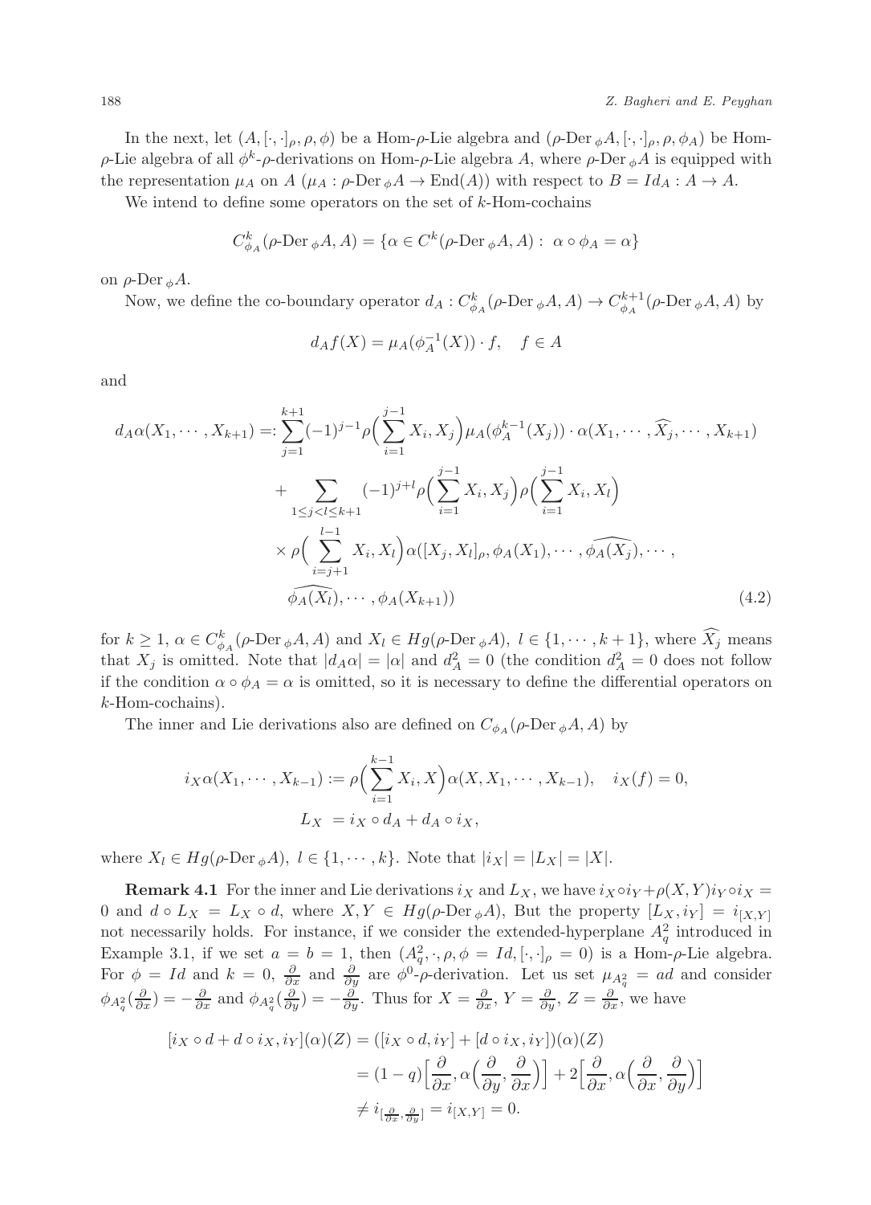In the next, let $(A, [\cdot,\cdot]_\rho, \rho, \phi)$ be a Hom-$\rho$-Lie algebra and $(\rho\text{-Der}_{\,\phi}A, [\cdot,\cdot]_\rho, \rho, \phi_A)$ be Hom-$\rho$-Lie algebra of all $\phi^k$-$\rho$-derivations on Hom-$\rho$-Lie algebra $A$, where $\rho\text{-Der}_{\,\phi}A$ is equipped with the representation $\mu_A$ on $A$ ($\mu_A : \rho\text{-Der}_{\,\phi}A \to \text{End}(A)$) with respect to $B = Id_A : A \to A$.

We intend to define some operators on the set of $k$-Hom-cochains

$$C^k_{\phi_A}(\rho\text{-Der}_{\,\phi}A, A) = \{\alpha \in C^k(\rho\text{-Der}_{\,\phi}A, A) : \ \alpha \circ \phi_A = \alpha\}$$

on $\rho\text{-Der}_{\,\phi}A$.

Now, we define the co-boundary operator $d_A : C^k_{\phi_A}(\rho\text{-Der}_{\,\phi}A, A) \to C^{k+1}_{\phi_A}(\rho\text{-Der}_{\,\phi}A, A)$ by

$$d_A f(X) = \mu_A(\phi_A^{-1}(X)) \cdot f, \quad f \in A$$

and

$$\begin{aligned}
d_A\alpha(X_1, \cdots, X_{k+1}) =: &\sum_{j=1}^{k+1} (-1)^{j-1} \rho\Big(\sum_{i=1}^{j-1} X_i, X_j\Big) \mu_A(\phi_A^{k-1}(X_j)) \cdot \alpha(X_1, \cdots, \widehat{X_j}, \cdots, X_{k+1}) \\
&+ \sum_{1 \le j < l \le k+1} (-1)^{j+l} \rho\Big(\sum_{i=1}^{j-1} X_i, X_j\Big) \rho\Big(\sum_{i=1}^{j-1} X_i, X_l\Big) \\
&\times \rho\Big(\sum_{i=j+1}^{l-1} X_i, X_l\Big) \alpha([X_j, X_l]_\rho, \phi_A(X_1), \cdots, \widehat{\phi_A(X_j)}, \cdots, \\
&\widehat{\phi_A(X_l)}, \cdots, \phi_A(X_{k+1}))
\end{aligned} \tag{4.2}$$

for $k \ge 1$, $\alpha \in C^k_{\phi_A}(\rho\text{-Der}_{\,\phi}A, A)$ and $X_l \in Hg(\rho\text{-Der}_{\,\phi}A)$, $l \in \{1, \cdots, k+1\}$, where $\widehat{X_j}$ means that $X_j$ is omitted. Note that $|d_A\alpha| = |\alpha|$ and $d_A^2 = 0$ (the condition $d_A^2 = 0$ does not follow if the condition $\alpha \circ \phi_A = \alpha$ is omitted, so it is necessary to define the differential operators on $k$-Hom-cochains).

The inner and Lie derivations also are defined on $C_{\phi_A}(\rho\text{-Der}_{\,\phi}A, A)$ by

$$\begin{aligned}
i_X\alpha(X_1, \cdots, X_{k-1}) &:= \rho\Big(\sum_{i=1}^{k-1} X_i, X\Big) \alpha(X, X_1, \cdots, X_{k-1}), \quad i_X(f) = 0, \\
L_X &= i_X \circ d_A + d_A \circ i_X,
\end{aligned}$$

where $X_l \in Hg(\rho\text{-Der}_{\,\phi}A)$, $l \in \{1, \cdots, k\}$. Note that $|i_X| = |L_X| = |X|$.

**Remark 4.1** For the inner and Lie derivations $i_X$ and $L_X$, we have $i_X \circ i_Y + \rho(X,Y) i_Y \circ i_X = 0$ and $d \circ L_X = L_X \circ d$, where $X, Y \in Hg(\rho\text{-Der}_{\,\phi}A)$, But the property $[L_X, i_Y] = i_{[X,Y]}$ not necessarily holds. For instance, if we consider the extended-hyperplane $A^2_q$ introduced in Example 3.1, if we set $a = b = 1$, then $(A^2_q, \cdot, \rho, \phi = Id, [\cdot,\cdot]_\rho = 0)$ is a Hom-$\rho$-Lie algebra. For $\phi = Id$ and $k = 0$, $\frac{\partial}{\partial x}$ and $\frac{\partial}{\partial y}$ are $\phi^0$-$\rho$-derivation. Let us set $\mu_{A^2_q} = ad$ and consider $\phi_{A^2_q}(\frac{\partial}{\partial x}) = -\frac{\partial}{\partial x}$ and $\phi_{A^2_q}(\frac{\partial}{\partial y}) = -\frac{\partial}{\partial y}$. Thus for $X = \frac{\partial}{\partial x}$, $Y = \frac{\partial}{\partial y}$, $Z = \frac{\partial}{\partial x}$, we have

$$\begin{aligned}
[i_X \circ d + d \circ i_X, i_Y](\alpha)(Z) &= ([i_X \circ d, i_Y] + [d \circ i_X, i_Y])(\alpha)(Z) \\
&= (1-q)\Big[\frac{\partial}{\partial x}, \alpha\Big(\frac{\partial}{\partial y}, \frac{\partial}{\partial x}\Big)\Big] + 2\Big[\frac{\partial}{\partial x}, \alpha\Big(\frac{\partial}{\partial x}, \frac{\partial}{\partial y}\Big)\Big] \\
&\neq i_{[\frac{\partial}{\partial x}, \frac{\partial}{\partial y}]} = i_{[X,Y]} = 0.
\end{aligned}$$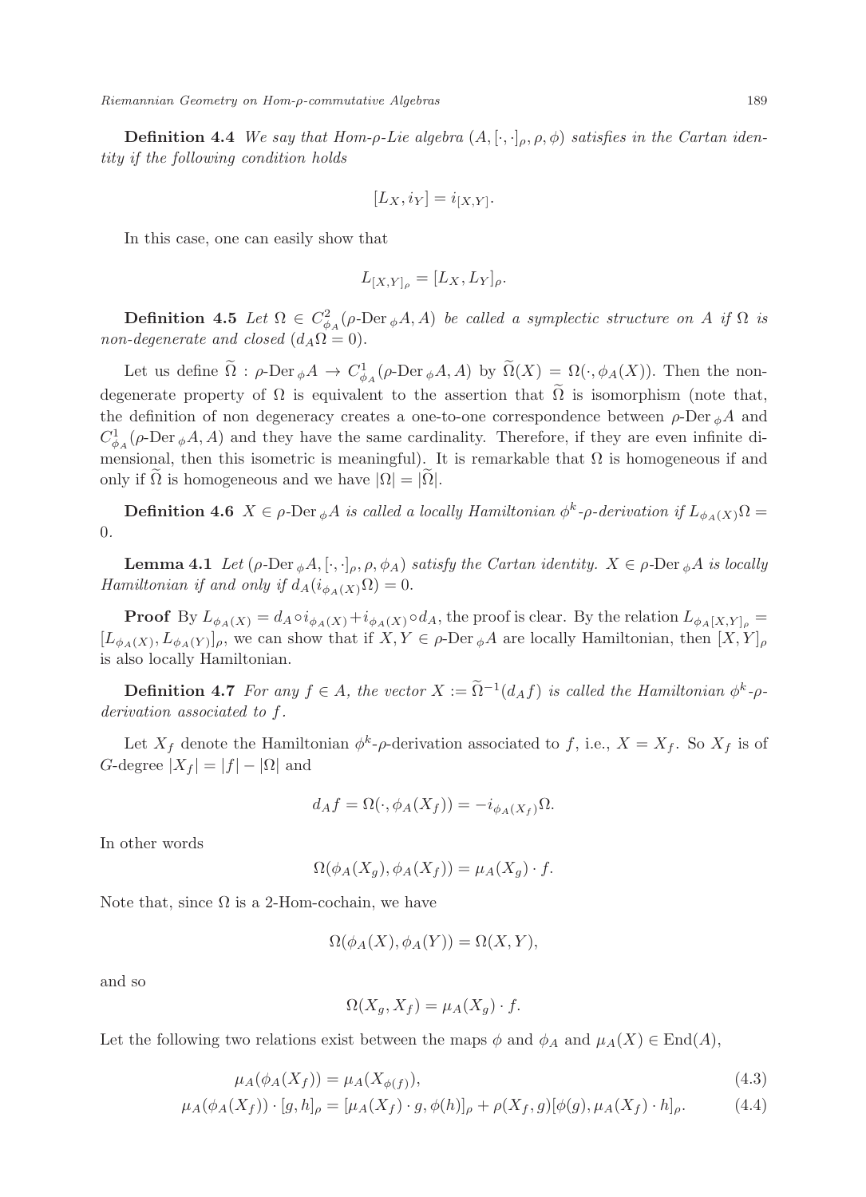**Definition 4.4** *We say that Hom-ρ-Lie algebra $(A, [\cdot,\cdot]_\rho, \rho, \phi)$ satisfies in the Cartan identity if the following condition holds*

$$[L_X, i_Y] = i_{[X,Y]}.$$

In this case, one can easily show that

$$L_{[X,Y]_\rho} = [L_X, L_Y]_\rho.$$

**Definition 4.5** *Let $\Omega \in C^2_{\phi_A}(\rho\text{-Der}_\phi A, A)$ be called a symplectic structure on $A$ if $\Omega$ is non-degenerate and closed ($d_A\Omega = 0$).*

Let us define $\widetilde{\Omega} : \rho\text{-Der}_\phi A \to C^1_{\phi_A}(\rho\text{-Der}_\phi A, A)$ by $\widetilde{\Omega}(X) = \Omega(\cdot, \phi_A(X))$. Then the non-degenerate property of $\Omega$ is equivalent to the assertion that $\widetilde{\Omega}$ is isomorphism (note that, the definition of non degeneracy creates a one-to-one correspondence between $\rho\text{-Der}_\phi A$ and $C^1_{\phi_A}(\rho\text{-Der}_\phi A, A)$ and they have the same cardinality. Therefore, if they are even infinite dimensional, then this isometric is meaningful). It is remarkable that $\Omega$ is homogeneous if and only if $\widetilde{\Omega}$ is homogeneous and we have $|\Omega| = |\widetilde{\Omega}|$.

**Definition 4.6** *$X \in \rho\text{-Der}_\phi A$ is called a locally Hamiltonian $\phi^k$-ρ-derivation if $L_{\phi_A(X)}\Omega = 0$.*

**Lemma 4.1** *Let $(\rho\text{-Der}_\phi A, [\cdot,\cdot]_\rho, \rho, \phi_A)$ satisfy the Cartan identity. $X \in \rho\text{-Der}_\phi A$ is locally Hamiltonian if and only if $d_A(i_{\phi_A(X)}\Omega) = 0$.*

**Proof** By $L_{\phi_A(X)} = d_A \circ i_{\phi_A(X)} + i_{\phi_A(X)} \circ d_A$, the proof is clear. By the relation $L_{\phi_A[X,Y]_\rho} = [L_{\phi_A(X)}, L_{\phi_A(Y)}]_\rho$, we can show that if $X, Y \in \rho\text{-Der}_\phi A$ are locally Hamiltonian, then $[X,Y]_\rho$ is also locally Hamiltonian.

**Definition 4.7** *For any $f \in A$, the vector $X := \widetilde{\Omega}^{-1}(d_A f)$ is called the Hamiltonian $\phi^k$-ρ-derivation associated to $f$.*

Let $X_f$ denote the Hamiltonian $\phi^k$-ρ-derivation associated to $f$, i.e., $X = X_f$. So $X_f$ is of $G$-degree $|X_f| = |f| - |\Omega|$ and

$$d_A f = \Omega(\cdot, \phi_A(X_f)) = -i_{\phi_A(X_f)}\Omega.$$

In other words

$$\Omega(\phi_A(X_g), \phi_A(X_f)) = \mu_A(X_g) \cdot f.$$

Note that, since $\Omega$ is a 2-Hom-cochain, we have

$$\Omega(\phi_A(X), \phi_A(Y)) = \Omega(X, Y),$$

and so

$$\Omega(X_g, X_f) = \mu_A(X_g) \cdot f.$$

Let the following two relations exist between the maps $\phi$ and $\phi_A$ and $\mu_A(X) \in \text{End}(A)$,

$$\mu_A(\phi_A(X_f)) = \mu_A(X_{\phi(f)}), \tag{4.3}$$

$$\mu_A(\phi_A(X_f)) \cdot [g, h]_\rho = [\mu_A(X_f) \cdot g, \phi(h)]_\rho + \rho(X_f, g)[\phi(g), \mu_A(X_f) \cdot h]_\rho. \tag{4.4}$$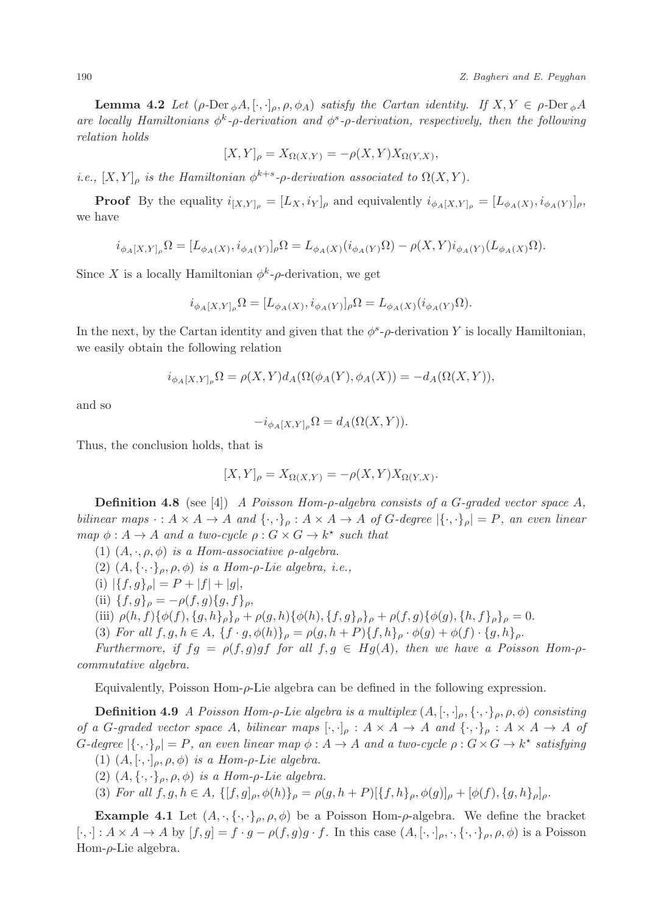**Lemma 4.2** *Let $(\rho\text{-Der}_{\phi}A, [\cdot,\cdot]_\rho, \rho, \phi_A)$ satisfy the Cartan identity. If $X, Y \in \rho\text{-Der}_{\phi}A$ are locally Hamiltonians $\phi^k$-$\rho$-derivation and $\phi^s$-$\rho$-derivation, respectively, then the following relation holds*

$$[X, Y]_\rho = X_{\Omega(X,Y)} = -\rho(X, Y)X_{\Omega(Y,X)},$$

*i.e., $[X, Y]_\rho$ is the Hamiltonian $\phi^{k+s}$-$\rho$-derivation associated to $\Omega(X, Y)$.*

**Proof** By the equality $i_{[X,Y]_\rho} = [L_X, i_Y]_\rho$ and equivalently $i_{\phi_A[X,Y]_\rho} = [L_{\phi_A(X)}, i_{\phi_A(Y)}]_\rho$, we have

$$i_{\phi_A[X,Y]_\rho}\Omega = [L_{\phi_A(X)}, i_{\phi_A(Y)}]_\rho\Omega = L_{\phi_A(X)}(i_{\phi_A(Y)}\Omega) - \rho(X, Y)i_{\phi_A(Y)}(L_{\phi_A(X)}\Omega).$$

Since $X$ is a locally Hamiltonian $\phi^k$-$\rho$-derivation, we get

$$i_{\phi_A[X,Y]_\rho}\Omega = [L_{\phi_A(X)}, i_{\phi_A(Y)}]_\rho\Omega = L_{\phi_A(X)}(i_{\phi_A(Y)}\Omega).$$

In the next, by the Cartan identity and given that the $\phi^s$-$\rho$-derivation $Y$ is locally Hamiltonian, we easily obtain the following relation

$$i_{\phi_A[X,Y]_\rho}\Omega = \rho(X, Y)d_A(\Omega(\phi_A(Y), \phi_A(X)) = -d_A(\Omega(X, Y)),$$

and so

$$-i_{\phi_A[X,Y]_\rho}\Omega = d_A(\Omega(X, Y)).$$

Thus, the conclusion holds, that is

$$[X, Y]_\rho = X_{\Omega(X,Y)} = -\rho(X, Y)X_{\Omega(Y,X)}.$$

**Definition 4.8** (see [4]) *A Poisson Hom-$\rho$-algebra consists of a $G$-graded vector space $A$, bilinear maps $\cdot : A \times A \to A$ and $\{\cdot,\cdot\}_\rho : A \times A \to A$ of $G$-degree $|\{\cdot,\cdot\}_\rho| = P$, an even linear map $\phi : A \to A$ and a two-cycle $\rho : G \times G \to k^\star$ such that*

(1) *$(A, \cdot, \rho, \phi)$ is a Hom-associative $\rho$-algebra.*

(2) *$(A, \{\cdot,\cdot\}_\rho, \rho, \phi)$ is a Hom-$\rho$-Lie algebra, i.e.,*

(i) *$|\{f, g\}_\rho| = P + |f| + |g|$,*

(ii) *$\{f, g\}_\rho = -\rho(f, g)\{g, f\}_\rho$,*

(iii) *$\rho(h, f)\{\phi(f), \{g, h\}_\rho\}_\rho + \rho(g, h)\{\phi(h), \{f, g\}_\rho\}_\rho + \rho(f, g)\{\phi(g), \{h, f\}_\rho\}_\rho = 0$.*

(3) *For all $f, g, h \in A$, $\{f \cdot g, \phi(h)\}_\rho = \rho(g, h + P)\{f, h\}_\rho \cdot \phi(g) + \phi(f) \cdot \{g, h\}_\rho$.*

*Furthermore, if $fg = \rho(f, g)gf$ for all $f, g \in Hg(A)$, then we have a Poisson Hom-$\rho$-commutative algebra.*

Equivalently, Poisson Hom-$\rho$-Lie algebra can be defined in the following expression.

**Definition 4.9** *A Poisson Hom-$\rho$-Lie algebra is a multiplex $(A, [\cdot,\cdot]_\rho, \{\cdot,\cdot\}_\rho, \rho, \phi)$ consisting of a $G$-graded vector space $A$, bilinear maps $[\cdot,\cdot]_\rho : A \times A \to A$ and $\{\cdot,\cdot\}_\rho : A \times A \to A$ of $G$-degree $|\{\cdot,\cdot\}_\rho| = P$, an even linear map $\phi : A \to A$ and a two-cycle $\rho : G \times G \to k^\star$ satisfying*

(1) *$(A, [\cdot,\cdot]_\rho, \rho, \phi)$ is a Hom-$\rho$-Lie algebra.*

(2) *$(A, \{\cdot,\cdot\}_\rho, \rho, \phi)$ is a Hom-$\rho$-Lie algebra.*

(3) *For all $f, g, h \in A$, $\{[f, g]_\rho, \phi(h)\}_\rho = \rho(g, h + P)[\{f, h\}_\rho, \phi(g)]_\rho + [\phi(f), \{g, h\}_\rho]_\rho$.*

**Example 4.1** Let $(A, \cdot, \{\cdot,\cdot\}_\rho, \rho, \phi)$ be a Poisson Hom-$\rho$-algebra. We define the bracket $[\cdot,\cdot] : A \times A \to A$ by $[f, g] = f \cdot g - \rho(f, g)g \cdot f$. In this case $(A, [\cdot,\cdot]_\rho, \cdot, \{\cdot,\cdot\}_\rho, \rho, \phi)$ is a Poisson Hom-$\rho$-Lie algebra.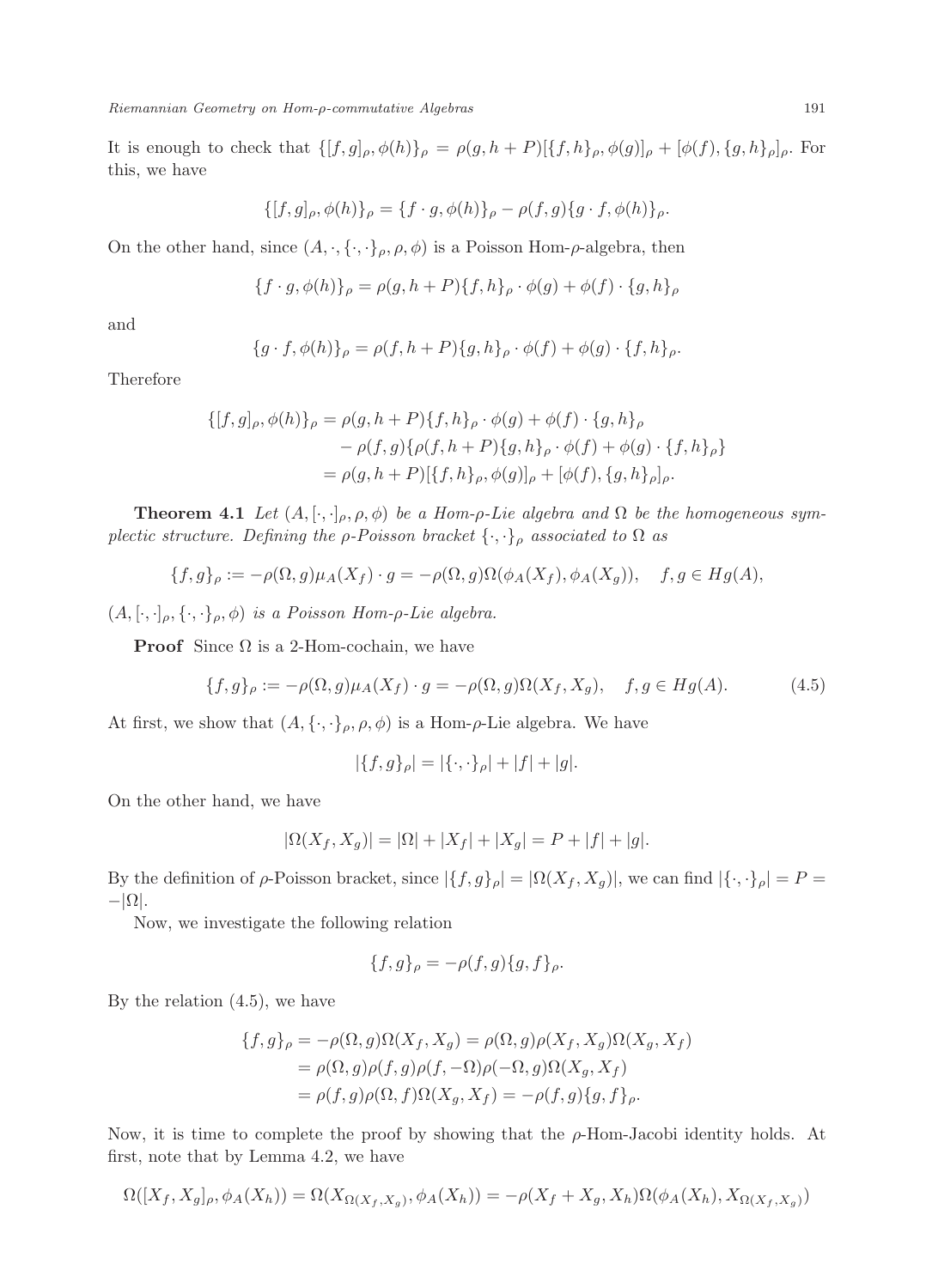It is enough to check that $\{[f,g]_\rho, \phi(h)\}_\rho = \rho(g, h+P)[\{f,h\}_\rho, \phi(g)]_\rho + [\phi(f), \{g,h\}_\rho]_\rho$. For this, we have

$$\{[f,g]_\rho, \phi(h)\}_\rho = \{f \cdot g, \phi(h)\}_\rho - \rho(f,g)\{g \cdot f, \phi(h)\}_\rho.$$

On the other hand, since $(A, \cdot, \{\cdot,\cdot\}_\rho, \rho, \phi)$ is a Poisson Hom-$\rho$-algebra, then

$$\{f \cdot g, \phi(h)\}_\rho = \rho(g, h+P)\{f,h\}_\rho \cdot \phi(g) + \phi(f) \cdot \{g,h\}_\rho$$

and

$$\{g \cdot f, \phi(h)\}_\rho = \rho(f, h+P)\{g,h\}_\rho \cdot \phi(f) + \phi(g) \cdot \{f,h\}_\rho.$$

Therefore

$$\begin{aligned}
\{[f,g]_\rho, \phi(h)\}_\rho &= \rho(g, h+P)\{f,h\}_\rho \cdot \phi(g) + \phi(f) \cdot \{g,h\}_\rho \\
&\quad - \rho(f,g)\{\rho(f, h+P)\{g,h\}_\rho \cdot \phi(f) + \phi(g) \cdot \{f,h\}_\rho\} \\
&= \rho(g, h+P)[\{f,h\}_\rho, \phi(g)]_\rho + [\phi(f), \{g,h\}_\rho]_\rho.
\end{aligned}$$

**Theorem 4.1** *Let $(A, [\cdot,\cdot]_\rho, \rho, \phi)$ be a Hom-$\rho$-Lie algebra and $\Omega$ be the homogeneous symplectic structure. Defining the $\rho$-Poisson bracket $\{\cdot,\cdot\}_\rho$ associated to $\Omega$ as*

$$\{f,g\}_\rho := -\rho(\Omega, g)\mu_A(X_f) \cdot g = -\rho(\Omega, g)\Omega(\phi_A(X_f), \phi_A(X_g)), \quad f, g \in Hg(A),$$

*$(A, [\cdot,\cdot]_\rho, \{\cdot,\cdot\}_\rho, \phi)$ is a Poisson Hom-$\rho$-Lie algebra.*

**Proof** Since $\Omega$ is a 2-Hom-cochain, we have

$$\{f,g\}_\rho := -\rho(\Omega, g)\mu_A(X_f) \cdot g = -\rho(\Omega, g)\Omega(X_f, X_g), \quad f, g \in Hg(A). \tag{4.5}$$

At first, we show that $(A, \{\cdot,\cdot\}_\rho, \rho, \phi)$ is a Hom-$\rho$-Lie algebra. We have

$$|\{f,g\}_\rho| = |\{\cdot,\cdot\}_\rho| + |f| + |g|.$$

On the other hand, we have

$$|\Omega(X_f, X_g)| = |\Omega| + |X_f| + |X_g| = P + |f| + |g|.$$

By the definition of $\rho$-Poisson bracket, since $|\{f,g\}_\rho| = |\Omega(X_f, X_g)|$, we can find $|\{\cdot,\cdot\}_\rho| = P = -|\Omega|$.

Now, we investigate the following relation

$$\{f,g\}_\rho = -\rho(f,g)\{g,f\}_\rho.$$

By the relation (4.5), we have

$$\begin{aligned}
\{f,g\}_\rho &= -\rho(\Omega, g)\Omega(X_f, X_g) = \rho(\Omega, g)\rho(X_f, X_g)\Omega(X_g, X_f) \\
&= \rho(\Omega, g)\rho(f,g)\rho(f, -\Omega)\rho(-\Omega, g)\Omega(X_g, X_f) \\
&= \rho(f,g)\rho(\Omega, f)\Omega(X_g, X_f) = -\rho(f,g)\{g,f\}_\rho.
\end{aligned}$$

Now, it is time to complete the proof by showing that the $\rho$-Hom-Jacobi identity holds. At first, note that by Lemma 4.2, we have

$$\Omega([X_f, X_g]_\rho, \phi_A(X_h)) = \Omega(X_{\Omega(X_f, X_g)}, \phi_A(X_h)) = -\rho(X_f + X_g, X_h)\Omega(\phi_A(X_h), X_{\Omega(X_f, X_g)})$$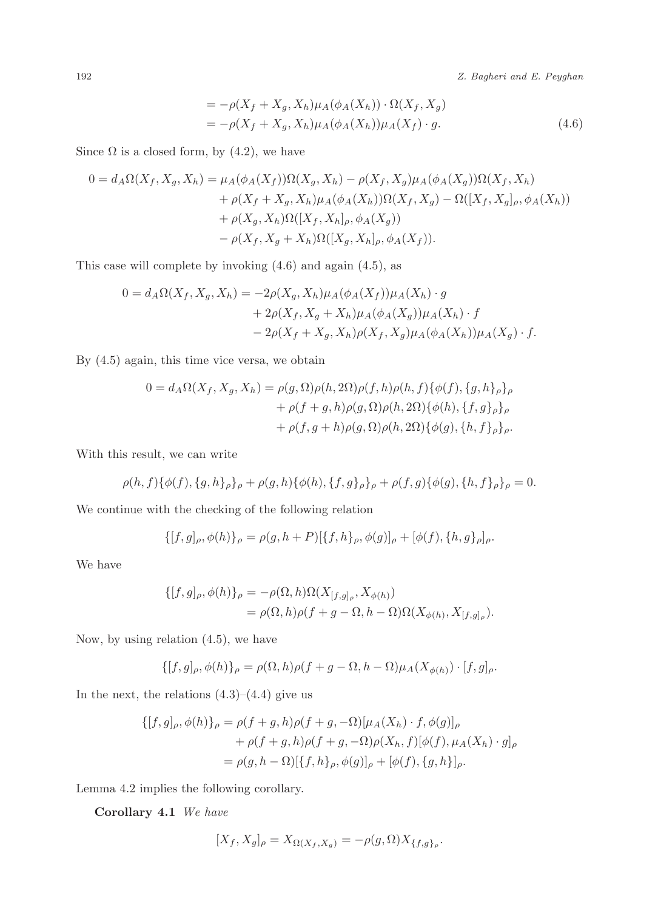$$
\begin{aligned}
&= -\rho(X_f + X_g, X_h)\mu_A(\phi_A(X_h)) \cdot \Omega(X_f, X_g) \\
&= -\rho(X_f + X_g, X_h)\mu_A(\phi_A(X_h))\mu_A(X_f) \cdot g. \qquad (4.6)
\end{aligned}
$$

Since $\Omega$ is a closed form, by (4.2), we have

$$
\begin{aligned}
0 = d_A\Omega(X_f, X_g, X_h) &= \mu_A(\phi_A(X_f))\Omega(X_g, X_h) - \rho(X_f, X_g)\mu_A(\phi_A(X_g))\Omega(X_f, X_h) \\
&\quad + \rho(X_f + X_g, X_h)\mu_A(\phi_A(X_h))\Omega(X_f, X_g) - \Omega([X_f, X_g]_\rho, \phi_A(X_h)) \\
&\quad + \rho(X_g, X_h)\Omega([X_f, X_h]_\rho, \phi_A(X_g)) \\
&\quad - \rho(X_f, X_g + X_h)\Omega([X_g, X_h]_\rho, \phi_A(X_f)).
\end{aligned}
$$

This case will complete by invoking (4.6) and again (4.5), as

$$
\begin{aligned}
0 = d_A\Omega(X_f, X_g, X_h) &= -2\rho(X_g, X_h)\mu_A(\phi_A(X_f))\mu_A(X_h) \cdot g \\
&\quad + 2\rho(X_f, X_g + X_h)\mu_A(\phi_A(X_g))\mu_A(X_h) \cdot f \\
&\quad - 2\rho(X_f + X_g, X_h)\rho(X_f, X_g)\mu_A(\phi_A(X_h))\mu_A(X_g) \cdot f.
\end{aligned}
$$

By (4.5) again, this time vice versa, we obtain

$$
\begin{aligned}
0 = d_A\Omega(X_f, X_g, X_h) &= \rho(g, \Omega)\rho(h, 2\Omega)\rho(f, h)\rho(h, f)\{\phi(f), \{g, h\}_\rho\}_\rho \\
&\quad + \rho(f + g, h)\rho(g, \Omega)\rho(h, 2\Omega)\{\phi(h), \{f, g\}_\rho\}_\rho \\
&\quad + \rho(f, g + h)\rho(g, \Omega)\rho(h, 2\Omega)\{\phi(g), \{h, f\}_\rho\}_\rho.
\end{aligned}
$$

With this result, we can write

$$
\rho(h, f)\{\phi(f), \{g, h\}_\rho\}_\rho + \rho(g, h)\{\phi(h), \{f, g\}_\rho\}_\rho + \rho(f, g)\{\phi(g), \{h, f\}_\rho\}_\rho = 0.
$$

We continue with the checking of the following relation

$$
\{[f, g]_\rho, \phi(h)\}_\rho = \rho(g, h + P)[\{f, h\}_\rho, \phi(g)]_\rho + [\phi(f), \{h, g\}_\rho]_\rho.
$$

We have

$$
\begin{aligned}
\{[f, g]_\rho, \phi(h)\}_\rho &= -\rho(\Omega, h)\Omega(X_{[f,g]_\rho}, X_{\phi(h)}) \\
&= \rho(\Omega, h)\rho(f + g - \Omega, h - \Omega)\Omega(X_{\phi(h)}, X_{[f,g]_\rho}).
\end{aligned}
$$

Now, by using relation (4.5), we have

$$
\{[f, g]_\rho, \phi(h)\}_\rho = \rho(\Omega, h)\rho(f + g - \Omega, h - \Omega)\mu_A(X_{\phi(h)}) \cdot [f, g]_\rho.
$$

In the next, the relations (4.3)–(4.4) give us

$$
\begin{aligned}
\{[f, g]_\rho, \phi(h)\}_\rho &= \rho(f + g, h)\rho(f + g, -\Omega)[\mu_A(X_h) \cdot f, \phi(g)]_\rho \\
&\quad + \rho(f + g, h)\rho(f + g, -\Omega)\rho(X_h, f)[\phi(f), \mu_A(X_h) \cdot g]_\rho \\
&= \rho(g, h - \Omega)[\{f, h\}_\rho, \phi(g)]_\rho + [\phi(f), \{g, h\}]_\rho.
\end{aligned}
$$

Lemma 4.2 implies the following corollary.

**Corollary 4.1** *We have*

$$
[X_f, X_g]_\rho = X_{\Omega(X_f, X_g)} = -\rho(g, \Omega)X_{\{f,g\}_\rho}.
$$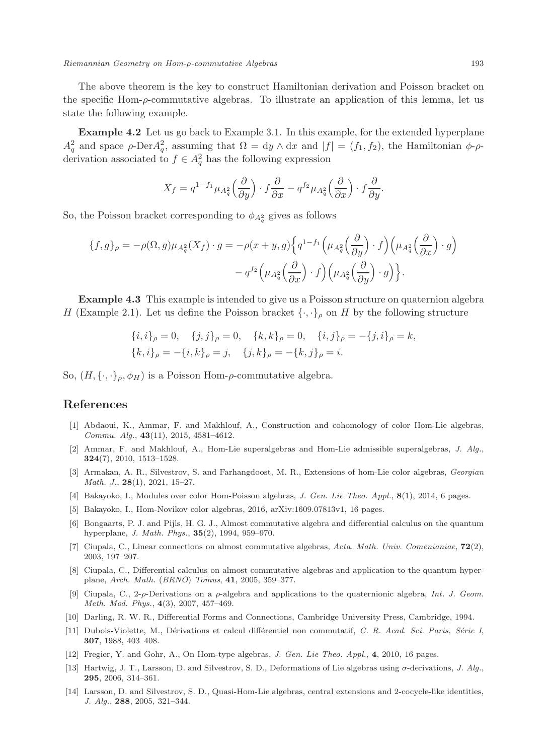The above theorem is the key to construct Hamiltonian derivation and Poisson bracket on the specific Hom-$\rho$-commutative algebras. To illustrate an application of this lemma, let us state the following example.

**Example 4.2** Let us go back to Example 3.1. In this example, for the extended hyperplane $A_q^2$ and space $\rho$-Der$A_q^2$, assuming that $\Omega = \mathrm{d}y \wedge \mathrm{d}x$ and $|f| = (f_1, f_2)$, the Hamiltonian $\phi$-$\rho$-derivation associated to $f \in A_q^2$ has the following expression

$$X_f = q^{1-f_1} \mu_{A_q^2}\Big(\frac{\partial}{\partial y}\Big) \cdot f \frac{\partial}{\partial x} - q^{f_2} \mu_{A_q^2}\Big(\frac{\partial}{\partial x}\Big) \cdot f \frac{\partial}{\partial y}.$$

So, the Poisson bracket corresponding to $\phi_{A_q^2}$ gives as follows

$$\begin{aligned}\{f, g\}_\rho = -\rho(\Omega, g)\mu_{A_q^2}(X_f) \cdot g = -\rho(x + y, g)\Big\{ q^{1-f_1}\Big(\mu_{A_q^2}\Big(\frac{\partial}{\partial y}\Big) \cdot f\Big)\Big(\mu_{A_q^2}\Big(\frac{\partial}{\partial x}\Big) \cdot g\Big) \\ - q^{f_2}\Big(\mu_{A_q^2}\Big(\frac{\partial}{\partial x}\Big) \cdot f\Big)\Big(\mu_{A_q^2}\Big(\frac{\partial}{\partial y}\Big) \cdot g\Big)\Big\}.\end{aligned}$$

**Example 4.3** This example is intended to give us a Poisson structure on quaternion algebra $H$ (Example 2.1). Let us define the Poisson bracket $\{\cdot, \cdot\}_\rho$ on $H$ by the following structure

$$\begin{aligned}&\{i, i\}_\rho = 0, \quad \{j, j\}_\rho = 0, \quad \{k, k\}_\rho = 0, \quad \{i, j\}_\rho = -\{j, i\}_\rho = k, \\ &\{k, i\}_\rho = -\{i, k\}_\rho = j, \quad \{j, k\}_\rho = -\{k, j\}_\rho = i.\end{aligned}$$

So, $(H, \{\cdot, \cdot\}_\rho, \phi_H)$ is a Poisson Hom-$\rho$-commutative algebra.

## References

[1] Abdaoui, K., Ammar, F. and Makhlouf, A., Construction and cohomology of color Hom-Lie algebras, *Commu. Alg.*, **43**(11), 2015, 4581–4612.

[2] Ammar, F. and Makhlouf, A., Hom-Lie superalgebras and Hom-Lie admissible superalgebras, *J. Alg.*, **324**(7), 2010, 1513–1528.

[3] Armakan, A. R., Silvestrov, S. and Farhangdoost, M. R., Extensions of hom-Lie color algebras, *Georgian Math. J.*, **28**(1), 2021, 15–27.

[4] Bakayoko, I., Modules over color Hom-Poisson algebras, *J. Gen. Lie Theo. Appl.*, **8**(1), 2014, 6 pages.

[5] Bakayoko, I., Hom-Novikov color algebras, 2016, arXiv:1609.07813v1, 16 pages.

[6] Bongaarts, P. J. and Pijls, H. G. J., Almost commutative algebra and differential calculus on the quantum hyperplane, *J. Math. Phys.*, **35**(2), 1994, 959–970.

[7] Ciupala, C., Linear connections on almost commutative algebras, *Acta. Math. Univ. Comenianiae*, **72**(2), 2003, 197–207.

[8] Ciupala, C., Differential calculus on almost commutative algebras and application to the quantum hyperplane, *Arch. Math.* (*BRNO*) *Tomus*, **41**, 2005, 359–377.

[9] Ciupala, C., 2-$\rho$-Derivations on a $\rho$-algebra and applications to the quaternionic algebra, *Int. J. Geom. Meth. Mod. Phys.*, **4**(3), 2007, 457–469.

[10] Darling, R. W. R., Differential Forms and Connections, Cambridge University Press, Cambridge, 1994.

[11] Dubois-Violette, M., Dérivations et calcul différentiel non commutatif, *C. R. Acad. Sci. Paris, Série I*, **307**, 1988, 403–408.

[12] Fregier, Y. and Gohr, A., On Hom-type algebras, *J. Gen. Lie Theo. Appl.*, **4**, 2010, 16 pages.

[13] Hartwig, J. T., Larsson, D. and Silvestrov, S. D., Deformations of Lie algebras using $\sigma$-derivations, *J. Alg.*, **295**, 2006, 314–361.

[14] Larsson, D. and Silvestrov, S. D., Quasi-Hom-Lie algebras, central extensions and 2-cocycle-like identities, *J. Alg.*, **288**, 2005, 321–344.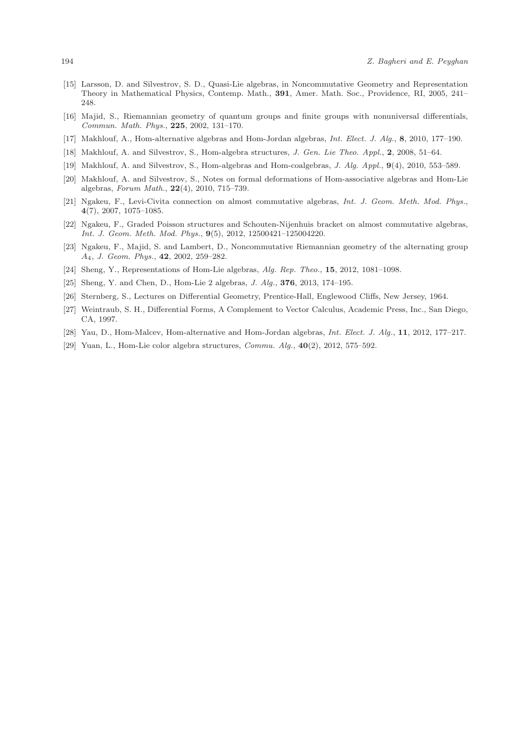[15] Larsson, D. and Silvestrov, S. D., Quasi-Lie algebras, in Noncommutative Geometry and Representation Theory in Mathematical Physics, Contemp. Math., **391**, Amer. Math. Soc., Providence, RI, 2005, 241–248.

[16] Majid, S., Riemannian geometry of quantum groups and finite groups with nonuniversal differentials, *Commun. Math. Phys.*, **225**, 2002, 131–170.

[17] Makhlouf, A., Hom-alternative algebras and Hom-Jordan algebras, *Int. Elect. J. Alg.*, **8**, 2010, 177–190.

[18] Makhlouf, A. and Silvestrov, S., Hom-algebra structures, *J. Gen. Lie Theo. Appl.*, **2**, 2008, 51–64.

[19] Makhlouf, A. and Silvestrov, S., Hom-algebras and Hom-coalgebras, *J. Alg. Appl.*, **9**(4), 2010, 553–589.

[20] Makhlouf, A. and Silvestrov, S., Notes on formal deformations of Hom-associative algebras and Hom-Lie algebras, *Forum Math.*, **22**(4), 2010, 715–739.

[21] Ngakeu, F., Levi-Civita connection on almost commutative algebras, *Int. J. Geom. Meth. Mod. Phys.*, **4**(7), 2007, 1075–1085.

[22] Ngakeu, F., Graded Poisson structures and Schouten-Nijenhuis bracket on almost commutative algebras, *Int. J. Geom. Meth. Mod. Phys.*, **9**(5), 2012, 12500421–125004220.

[23] Ngakeu, F., Majid, S. and Lambert, D., Noncommutative Riemannian geometry of the alternating group $A_4$, *J. Geom. Phys.*, **42**, 2002, 259–282.

[24] Sheng, Y., Representations of Hom-Lie algebras, *Alg. Rep. Theo.*, **15**, 2012, 1081–1098.

[25] Sheng, Y. and Chen, D., Hom-Lie 2 algebras, *J. Alg.*, **376**, 2013, 174–195.

[26] Sternberg, S., Lectures on Differential Geometry, Prentice-Hall, Englewood Cliffs, New Jersey, 1964.

[27] Weintraub, S. H., Differential Forms, A Complement to Vector Calculus, Academic Press, Inc., San Diego, CA, 1997.

[28] Yau, D., Hom-Malcev, Hom-alternative and Hom-Jordan algebras, *Int. Elect. J. Alg.*, **11**, 2012, 177–217.

[29] Yuan, L., Hom-Lie color algebra structures, *Commu. Alg.*, **40**(2), 2012, 575–592.